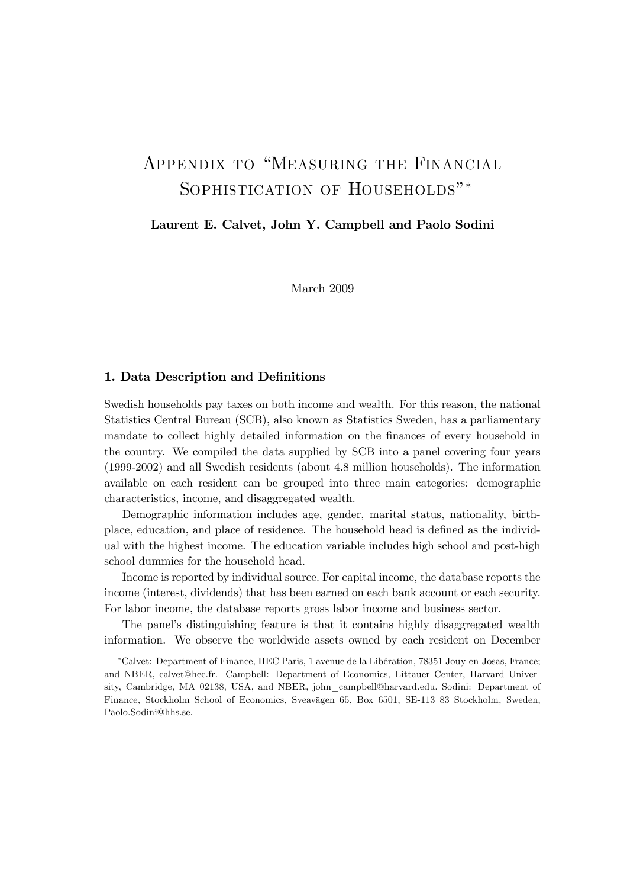# Appendix to "Measuring the Financial Sophistication of Households"*

**Laurent E. Calvet, John Y. Campbell and Paolo Sodini**

March 2009

### 1. Data Description and Definitions

Swedish households pay taxes on both income and wealth. For this reason, the national Statistics Central Bureau (SCB), also known as Statistics Sweden, has a parliamentary mandate to collect highly detailed information on the finances of every household in the country. We compiled the data supplied by SCB into a panel covering four years (1999-2002) and all Swedish residents (about 4.8 million households). The information available on each resident can be grouped into three main categories: demographic characteristics, income, and disaggregated wealth.

Demographic information includes age, gender, marital status, nationality, birthplace, education, and place of residence. The household head is defined as the individual with the highest income. The education variable includes high school and post-high school dummies for the household head.

Income is reported by individual source. For capital income, the database reports the income (interest, dividends) that has been earned on each bank account or each security. For labor income, the database reports gross labor income and business sector.

The panel's distinguishing feature is that it contains highly disaggregated wealth information. We observe the worldwide assets owned by each resident on December

---

*Calvet: Department of Finance, HEC Paris, 1 avenue de la Libération, 78351 Jouy-en-Josas, France; and NBER, calvet@hec.fr. Campbell: Department of Economics, Littauer Center, Harvard University, Cambridge, MA 02138, USA, and NBER, john_campbell@harvard.edu. Sodini: Department of Finance, Stockholm School of Economics, Sveavägen 65, Box 6501, SE-113 83 Stockholm, Sweden, Paolo.Sodini@hhs.se.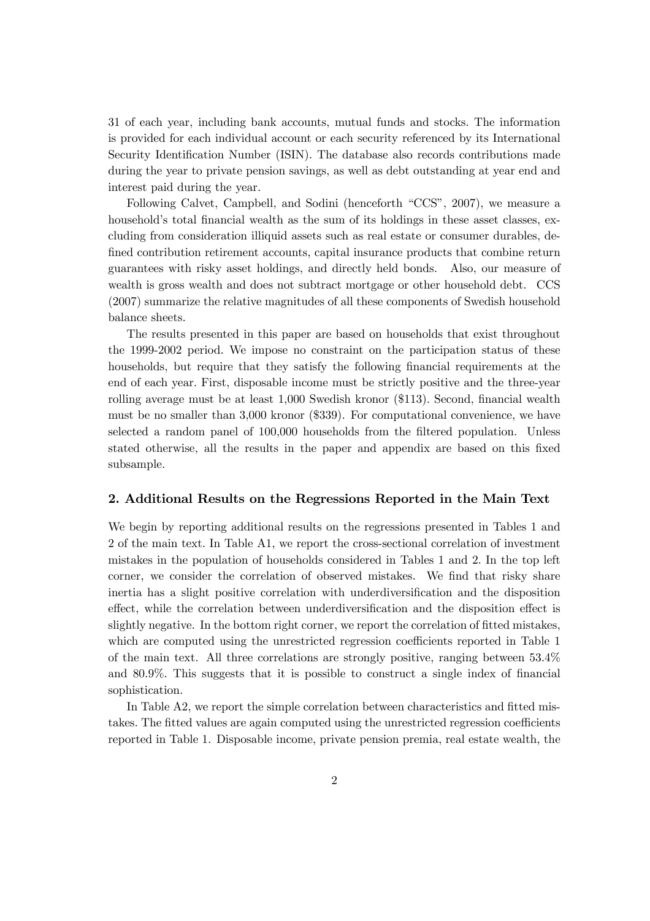31 of each year, including bank accounts, mutual funds and stocks. The information is provided for each individual account or each security referenced by its International Security Identification Number (ISIN). The database also records contributions made during the year to private pension savings, as well as debt outstanding at year end and interest paid during the year.

Following Calvet, Campbell, and Sodini (henceforth "CCS", 2007), we measure a household's total financial wealth as the sum of its holdings in these asset classes, excluding from consideration illiquid assets such as real estate or consumer durables, defined contribution retirement accounts, capital insurance products that combine return guarantees with risky asset holdings, and directly held bonds. Also, our measure of wealth is gross wealth and does not subtract mortgage or other household debt. CCS (2007) summarize the relative magnitudes of all these components of Swedish household balance sheets.

The results presented in this paper are based on households that exist throughout the 1999-2002 period. We impose no constraint on the participation status of these households, but require that they satisfy the following financial requirements at the end of each year. First, disposable income must be strictly positive and the three-year rolling average must be at least 1,000 Swedish kronor ($113). Second, financial wealth must be no smaller than 3,000 kronor ($339). For computational convenience, we have selected a random panel of 100,000 households from the filtered population. Unless stated otherwise, all the results in the paper and appendix are based on this fixed subsample.

## 2. Additional Results on the Regressions Reported in the Main Text

We begin by reporting additional results on the regressions presented in Tables 1 and 2 of the main text. In Table A1, we report the cross-sectional correlation of investment mistakes in the population of households considered in Tables 1 and 2. In the top left corner, we consider the correlation of observed mistakes. We find that risky share inertia has a slight positive correlation with underdiversification and the disposition effect, while the correlation between underdiversification and the disposition effect is slightly negative. In the bottom right corner, we report the correlation of fitted mistakes, which are computed using the unrestricted regression coefficients reported in Table 1 of the main text. All three correlations are strongly positive, ranging between 53.4% and 80.9%. This suggests that it is possible to construct a single index of financial sophistication.

In Table A2, we report the simple correlation between characteristics and fitted mistakes. The fitted values are again computed using the unrestricted regression coefficients reported in Table 1. Disposable income, private pension premia, real estate wealth, the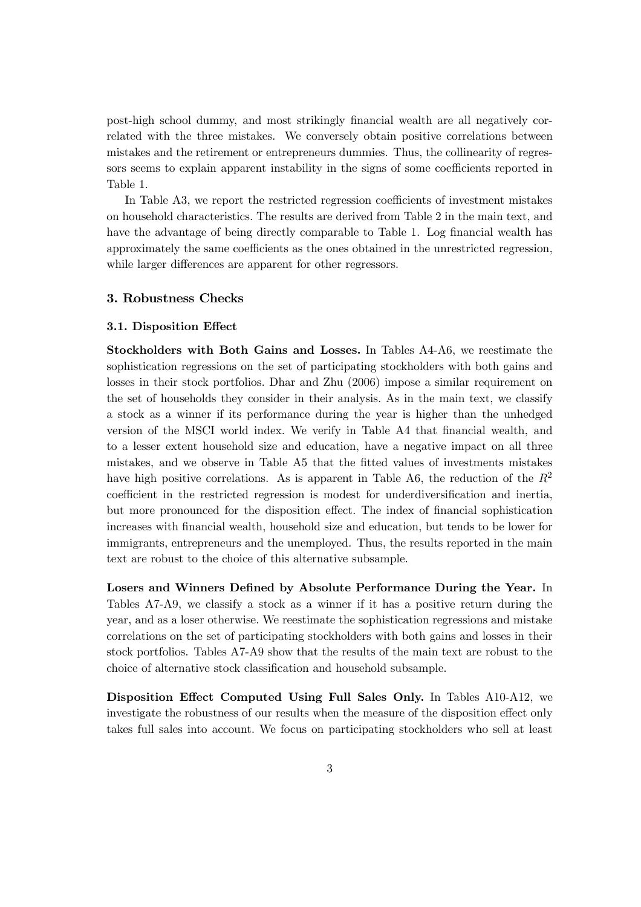post-high school dummy, and most strikingly financial wealth are all negatively correlated with the three mistakes. We conversely obtain positive correlations between mistakes and the retirement or entrepreneurs dummies. Thus, the collinearity of regressors seems to explain apparent instability in the signs of some coefficients reported in Table 1.

In Table A3, we report the restricted regression coefficients of investment mistakes on household characteristics. The results are derived from Table 2 in the main text, and have the advantage of being directly comparable to Table 1. Log financial wealth has approximately the same coefficients as the ones obtained in the unrestricted regression, while larger differences are apparent for other regressors.

## 3. Robustness Checks

### 3.1. Disposition Effect

**Stockholders with Both Gains and Losses.** In Tables A4-A6, we reestimate the sophistication regressions on the set of participating stockholders with both gains and losses in their stock portfolios. Dhar and Zhu (2006) impose a similar requirement on the set of households they consider in their analysis. As in the main text, we classify a stock as a winner if its performance during the year is higher than the unhedged version of the MSCI world index. We verify in Table A4 that financial wealth, and to a lesser extent household size and education, have a negative impact on all three mistakes, and we observe in Table A5 that the fitted values of investments mistakes have high positive correlations. As is apparent in Table A6, the reduction of the $R^2$ coefficient in the restricted regression is modest for underdiversification and inertia, but more pronounced for the disposition effect. The index of financial sophistication increases with financial wealth, household size and education, but tends to be lower for immigrants, entrepreneurs and the unemployed. Thus, the results reported in the main text are robust to the choice of this alternative subsample.

**Losers and Winners Defined by Absolute Performance During the Year.** In Tables A7-A9, we classify a stock as a winner if it has a positive return during the year, and as a loser otherwise. We reestimate the sophistication regressions and mistake correlations on the set of participating stockholders with both gains and losses in their stock portfolios. Tables A7-A9 show that the results of the main text are robust to the choice of alternative stock classification and household subsample.

**Disposition Effect Computed Using Full Sales Only.** In Tables A10-A12, we investigate the robustness of our results when the measure of the disposition effect only takes full sales into account. We focus on participating stockholders who sell at least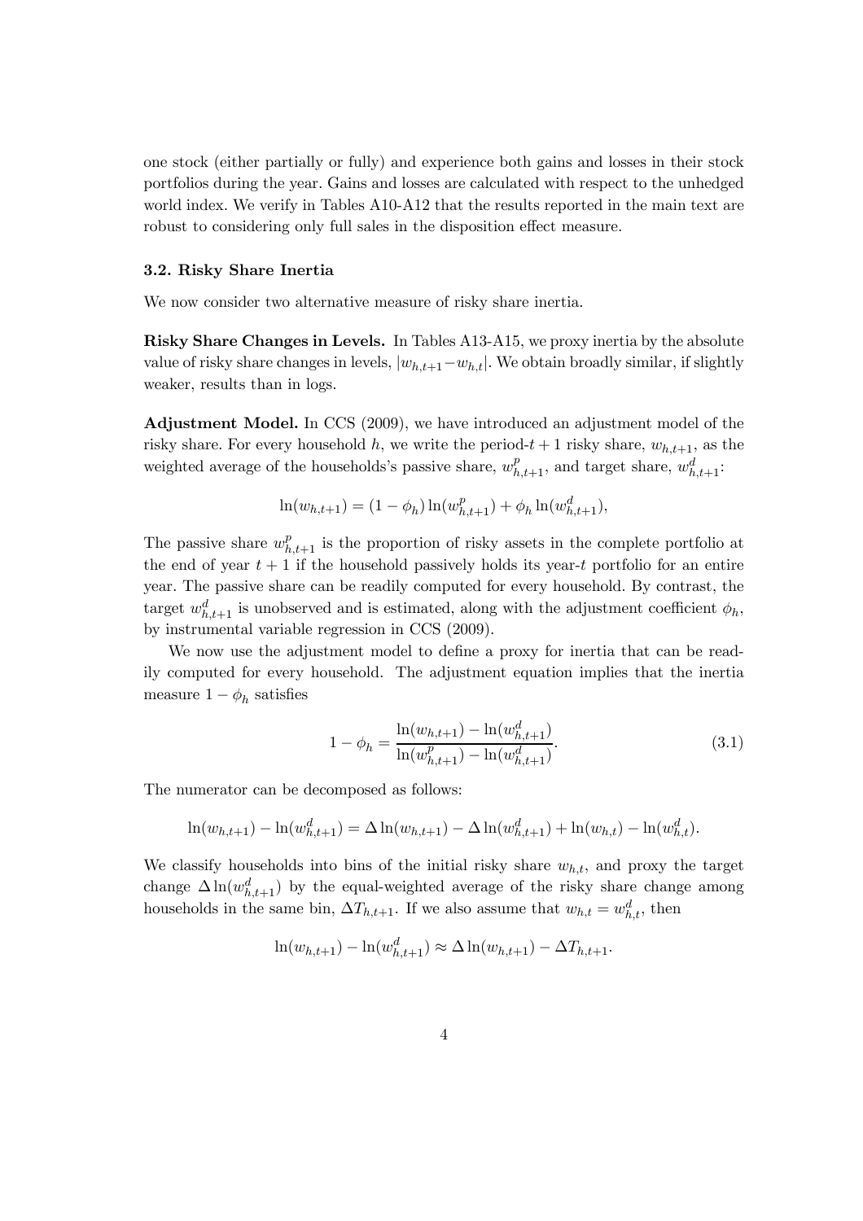one stock (either partially or fully) and experience both gains and losses in their stock portfolios during the year. Gains and losses are calculated with respect to the unhedged world index. We verify in Tables A10-A12 that the results reported in the main text are robust to considering only full sales in the disposition effect measure.

### 3.2. Risky Share Inertia

We now consider two alternative measure of risky share inertia.

**Risky Share Changes in Levels.** In Tables A13-A15, we proxy inertia by the absolute value of risky share changes in levels, $|w_{h,t+1} - w_{h,t}|$. We obtain broadly similar, if slightly weaker, results than in logs.

**Adjustment Model.** In CCS (2009), we have introduced an adjustment model of the risky share. For every household $h$, we write the period-$t+1$ risky share, $w_{h,t+1}$, as the weighted average of the households's passive share, $w^p_{h,t+1}$, and target share, $w^d_{h,t+1}$:

$$\ln(w_{h,t+1}) = (1 - \phi_h) \ln(w^p_{h,t+1}) + \phi_h \ln(w^d_{h,t+1}),$$

The passive share $w^p_{h,t+1}$ is the proportion of risky assets in the complete portfolio at the end of year $t+1$ if the household passively holds its year-$t$ portfolio for an entire year. The passive share can be readily computed for every household. By contrast, the target $w^d_{h,t+1}$ is unobserved and is estimated, along with the adjustment coefficient $\phi_h$, by instrumental variable regression in CCS (2009).

We now use the adjustment model to define a proxy for inertia that can be readily computed for every household. The adjustment equation implies that the inertia measure $1 - \phi_h$ satisfies

$$1 - \phi_h = \frac{\ln(w_{h,t+1}) - \ln(w^d_{h,t+1})}{\ln(w^p_{h,t+1}) - \ln(w^d_{h,t+1})}. \tag{3.1}$$

The numerator can be decomposed as follows:

$$\ln(w_{h,t+1}) - \ln(w^d_{h,t+1}) = \Delta \ln(w_{h,t+1}) - \Delta \ln(w^d_{h,t+1}) + \ln(w_{h,t}) - \ln(w^d_{h,t}).$$

We classify households into bins of the initial risky share $w_{h,t}$, and proxy the target change $\Delta \ln(w^d_{h,t+1})$ by the equal-weighted average of the risky share change among households in the same bin, $\Delta T_{h,t+1}$. If we also assume that $w_{h,t} = w^d_{h,t}$, then

$$\ln(w_{h,t+1}) - \ln(w^d_{h,t+1}) \approx \Delta \ln(w_{h,t+1}) - \Delta T_{h,t+1}.$$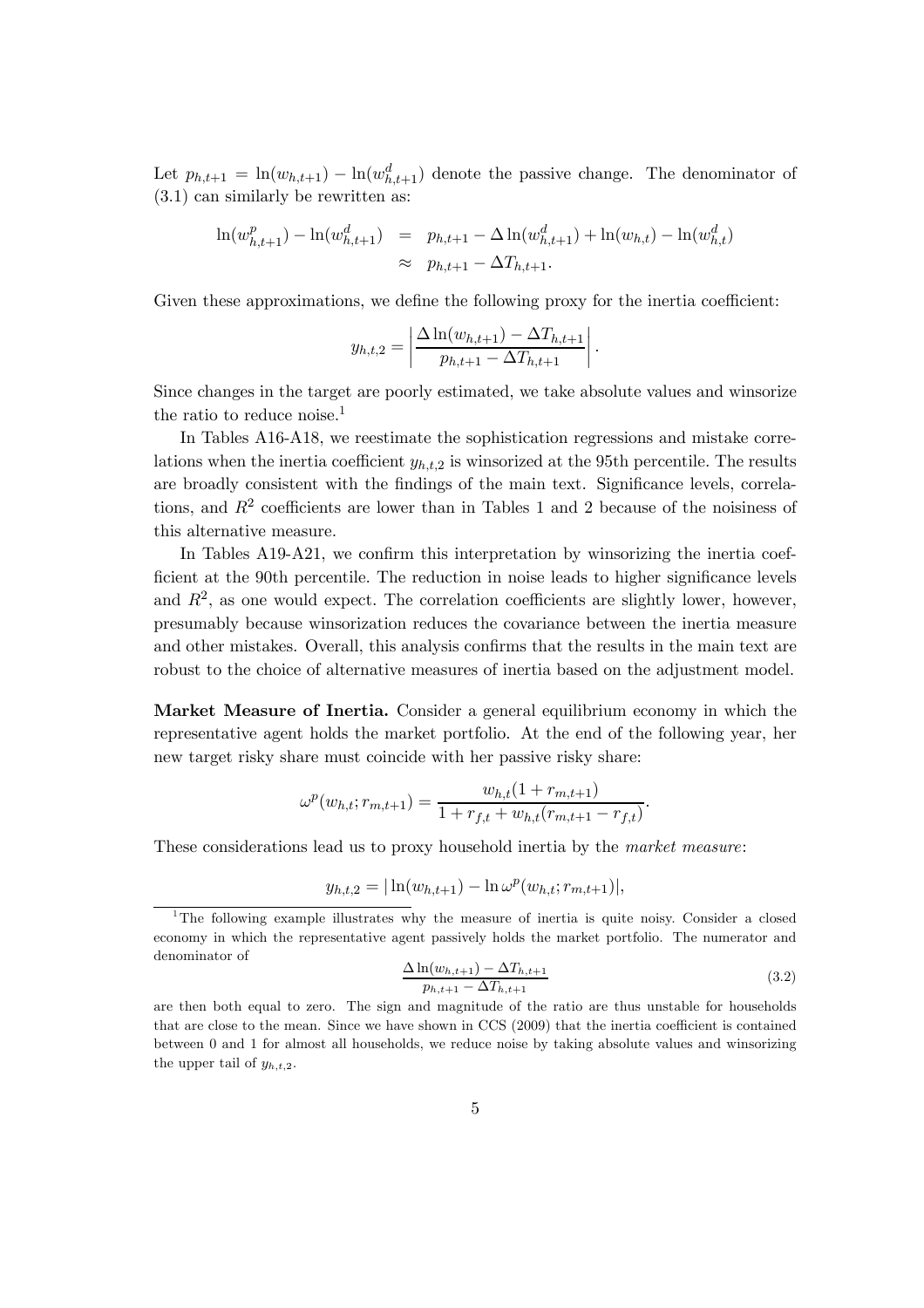Let $p_{h,t+1} = \ln(w_{h,t+1}) - \ln(w^d_{h,t+1})$ denote the passive change. The denominator of (3.1) can similarly be rewritten as:

$$\begin{aligned}
\ln(w^p_{h,t+1}) - \ln(w^d_{h,t+1}) &= p_{h,t+1} - \Delta \ln(w^d_{h,t+1}) + \ln(w_{h,t}) - \ln(w^d_{h,t}) \\
&\approx p_{h,t+1} - \Delta T_{h,t+1}.
\end{aligned}$$

Given these approximations, we define the following proxy for the inertia coefficient:

$$y_{h,t,2} = \left| \frac{\Delta \ln(w_{h,t+1}) - \Delta T_{h,t+1}}{p_{h,t+1} - \Delta T_{h,t+1}} \right|.$$

Since changes in the target are poorly estimated, we take absolute values and winsorize the ratio to reduce noise.[1]

In Tables A16-A18, we reestimate the sophistication regressions and mistake correlations when the inertia coefficient $y_{h,t,2}$ is winsorized at the 95th percentile. The results are broadly consistent with the findings of the main text. Significance levels, correlations, and $R^2$ coefficients are lower than in Tables 1 and 2 because of the noisiness of this alternative measure.

In Tables A19-A21, we confirm this interpretation by winsorizing the inertia coefficient at the 90th percentile. The reduction in noise leads to higher significance levels and $R^2$, as one would expect. The correlation coefficients are slightly lower, however, presumably because winsorization reduces the covariance between the inertia measure and other mistakes. Overall, this analysis confirms that the results in the main text are robust to the choice of alternative measures of inertia based on the adjustment model.

**Market Measure of Inertia.** Consider a general equilibrium economy in which the representative agent holds the market portfolio. At the end of the following year, her new target risky share must coincide with her passive risky share:

$$\omega^p(w_{h,t}; r_{m,t+1}) = \frac{w_{h,t}(1 + r_{m,t+1})}{1 + r_{f,t} + w_{h,t}(r_{m,t+1} - r_{f,t})}.$$

These considerations lead us to proxy household inertia by the *market measure*:

$$y_{h,t,2} = |\ln(w_{h,t+1}) - \ln \omega^p(w_{h,t}; r_{m,t+1})|,$$

[1] The following example illustrates why the measure of inertia is quite noisy. Consider a closed economy in which the representative agent passively holds the market portfolio. The numerator and denominator of

$$\frac{\Delta \ln(w_{h,t+1}) - \Delta T_{h,t+1}}{p_{h,t+1} - \Delta T_{h,t+1}} \tag{3.2}$$

are then both equal to zero. The sign and magnitude of the ratio are thus unstable for households that are close to the mean. Since we have shown in CCS (2009) that the inertia coefficient is contained between 0 and 1 for almost all households, we reduce noise by taking absolute values and winsorizing the upper tail of $y_{h,t,2}$.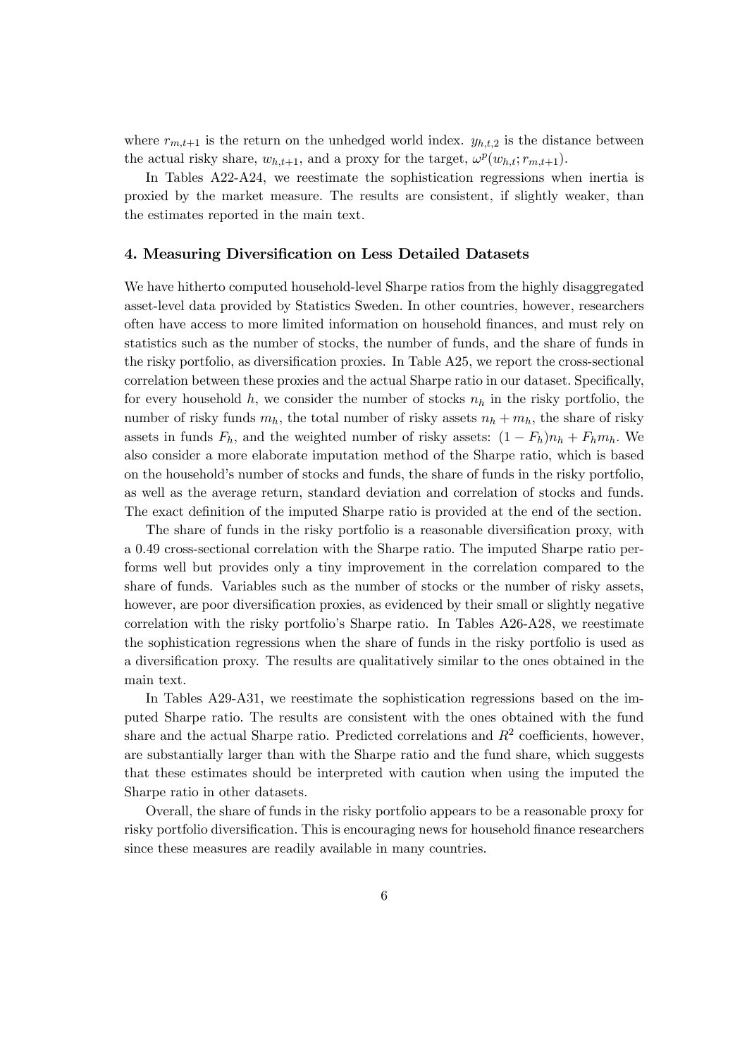where $r_{m,t+1}$ is the return on the unhedged world index. $y_{h,t,2}$ is the distance between the actual risky share, $w_{h,t+1}$, and a proxy for the target, $\omega^p(w_{h,t}; r_{m,t+1})$.

In Tables A22-A24, we reestimate the sophistication regressions when inertia is proxied by the market measure. The results are consistent, if slightly weaker, than the estimates reported in the main text.

### 4. Measuring Diversification on Less Detailed Datasets

We have hitherto computed household-level Sharpe ratios from the highly disaggregated asset-level data provided by Statistics Sweden. In other countries, however, researchers often have access to more limited information on household finances, and must rely on statistics such as the number of stocks, the number of funds, and the share of funds in the risky portfolio, as diversification proxies. In Table A25, we report the cross-sectional correlation between these proxies and the actual Sharpe ratio in our dataset. Specifically, for every household $h$, we consider the number of stocks $n_h$ in the risky portfolio, the number of risky funds $m_h$, the total number of risky assets $n_h + m_h$, the share of risky assets in funds $F_h$, and the weighted number of risky assets: $(1 - F_h)n_h + F_h m_h$. We also consider a more elaborate imputation method of the Sharpe ratio, which is based on the household's number of stocks and funds, the share of funds in the risky portfolio, as well as the average return, standard deviation and correlation of stocks and funds. The exact definition of the imputed Sharpe ratio is provided at the end of the section.

The share of funds in the risky portfolio is a reasonable diversification proxy, with a 0.49 cross-sectional correlation with the Sharpe ratio. The imputed Sharpe ratio performs well but provides only a tiny improvement in the correlation compared to the share of funds. Variables such as the number of stocks or the number of risky assets, however, are poor diversification proxies, as evidenced by their small or slightly negative correlation with the risky portfolio's Sharpe ratio. In Tables A26-A28, we reestimate the sophistication regressions when the share of funds in the risky portfolio is used as a diversification proxy. The results are qualitatively similar to the ones obtained in the main text.

In Tables A29-A31, we reestimate the sophistication regressions based on the imputed Sharpe ratio. The results are consistent with the ones obtained with the fund share and the actual Sharpe ratio. Predicted correlations and $R^2$ coefficients, however, are substantially larger than with the Sharpe ratio and the fund share, which suggests that these estimates should be interpreted with caution when using the imputed the Sharpe ratio in other datasets.

Overall, the share of funds in the risky portfolio appears to be a reasonable proxy for risky portfolio diversification. This is encouraging news for household finance researchers since these measures are readily available in many countries.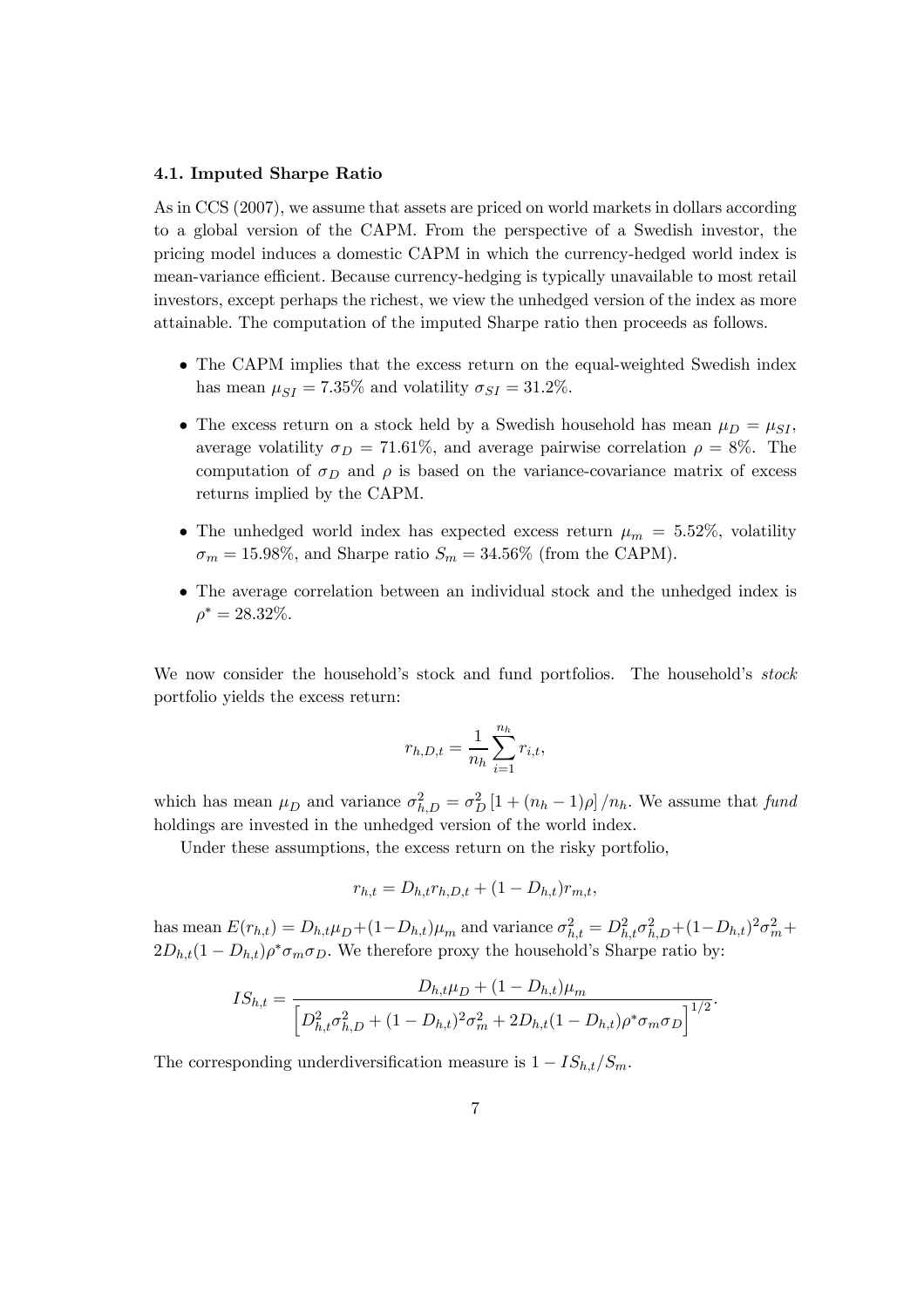### 4.1. Imputed Sharpe Ratio

As in CCS (2007), we assume that assets are priced on world markets in dollars according to a global version of the CAPM. From the perspective of a Swedish investor, the pricing model induces a domestic CAPM in which the currency-hedged world index is mean-variance efficient. Because currency-hedging is typically unavailable to most retail investors, except perhaps the richest, we view the unhedged version of the index as more attainable. The computation of the imputed Sharpe ratio then proceeds as follows.

- The CAPM implies that the excess return on the equal-weighted Swedish index has mean $\mu_{SI} = 7.35\%$ and volatility $\sigma_{SI} = 31.2\%$.
- The excess return on a stock held by a Swedish household has mean $\mu_D = \mu_{SI}$, average volatility $\sigma_D = 71.61\%$, and average pairwise correlation $\rho = 8\%$. The computation of $\sigma_D$ and $\rho$ is based on the variance-covariance matrix of excess returns implied by the CAPM.
- The unhedged world index has expected excess return $\mu_m = 5.52\%$, volatility $\sigma_m = 15.98\%$, and Sharpe ratio $S_m = 34.56\%$ (from the CAPM).
- The average correlation between an individual stock and the unhedged index is $\rho^* = 28.32\%$.

We now consider the household's stock and fund portfolios. The household's *stock* portfolio yields the excess return:

$$r_{h,D,t} = \frac{1}{n_h} \sum_{i=1}^{n_h} r_{i,t},$$

which has mean $\mu_D$ and variance $\sigma_{h,D}^2 = \sigma_D^2 \left[1 + (n_h - 1)\rho\right]/n_h$. We assume that *fund* holdings are invested in the unhedged version of the world index.

Under these assumptions, the excess return on the risky portfolio,

$$r_{h,t} = D_{h,t} r_{h,D,t} + (1 - D_{h,t}) r_{m,t},$$

has mean $E(r_{h,t}) = D_{h,t}\mu_D + (1 - D_{h,t})\mu_m$ and variance $\sigma_{h,t}^2 = D_{h,t}^2 \sigma_{h,D}^2 + (1 - D_{h,t})^2 \sigma_m^2 + 2D_{h,t}(1 - D_{h,t})\rho^* \sigma_m \sigma_D$. We therefore proxy the household's Sharpe ratio by:

$$IS_{h,t} = \frac{D_{h,t}\mu_D + (1 - D_{h,t})\mu_m}{\left[D_{h,t}^2 \sigma_{h,D}^2 + (1 - D_{h,t})^2 \sigma_m^2 + 2D_{h,t}(1 - D_{h,t})\rho^* \sigma_m \sigma_D\right]^{1/2}}.$$

The corresponding underdiversification measure is $1 - IS_{h,t}/S_m$.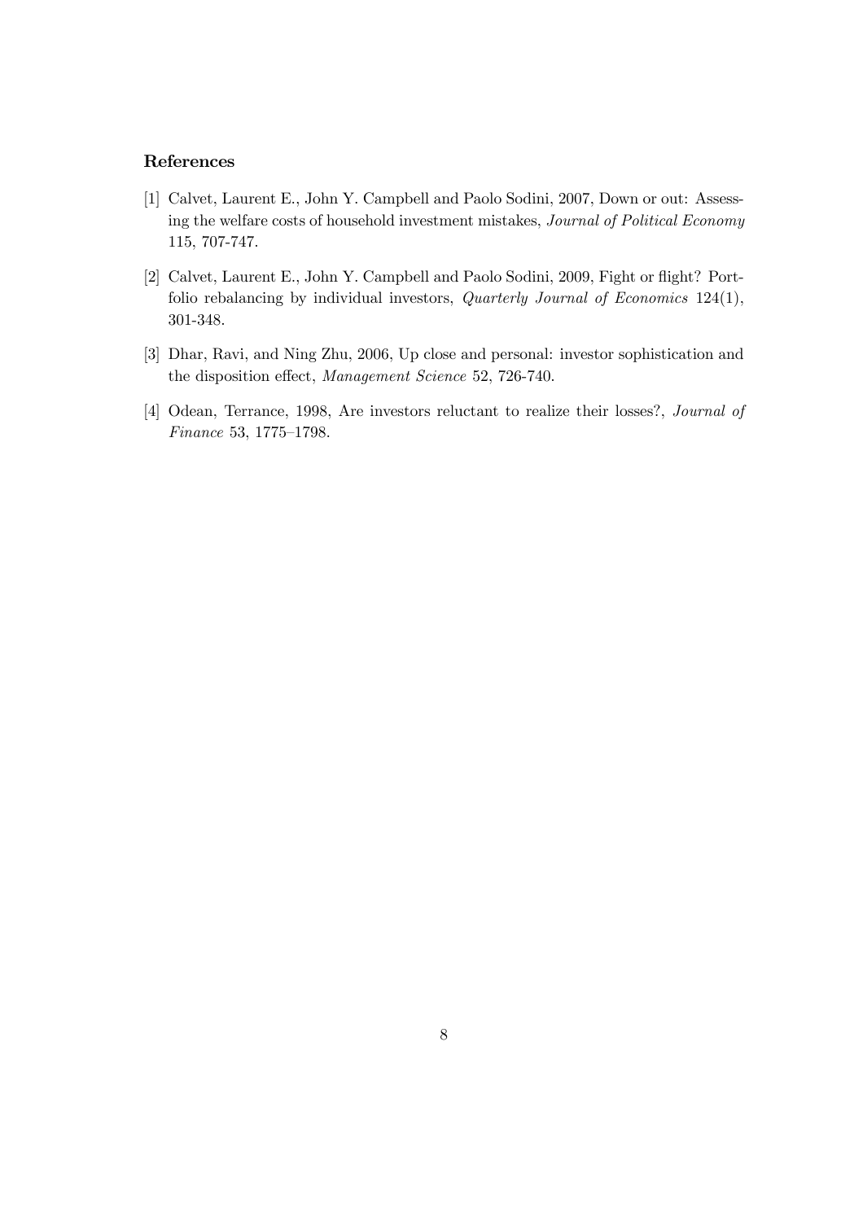## References

[1] Calvet, Laurent E., John Y. Campbell and Paolo Sodini, 2007, Down or out: Assessing the welfare costs of household investment mistakes, *Journal of Political Economy* 115, 707-747.

[2] Calvet, Laurent E., John Y. Campbell and Paolo Sodini, 2009, Fight or flight? Portfolio rebalancing by individual investors, *Quarterly Journal of Economics* 124(1), 301-348.

[3] Dhar, Ravi, and Ning Zhu, 2006, Up close and personal: investor sophistication and the disposition effect, *Management Science* 52, 726-740.

[4] Odean, Terrance, 1998, Are investors reluctant to realize their losses?, *Journal of Finance* 53, 1775–1798.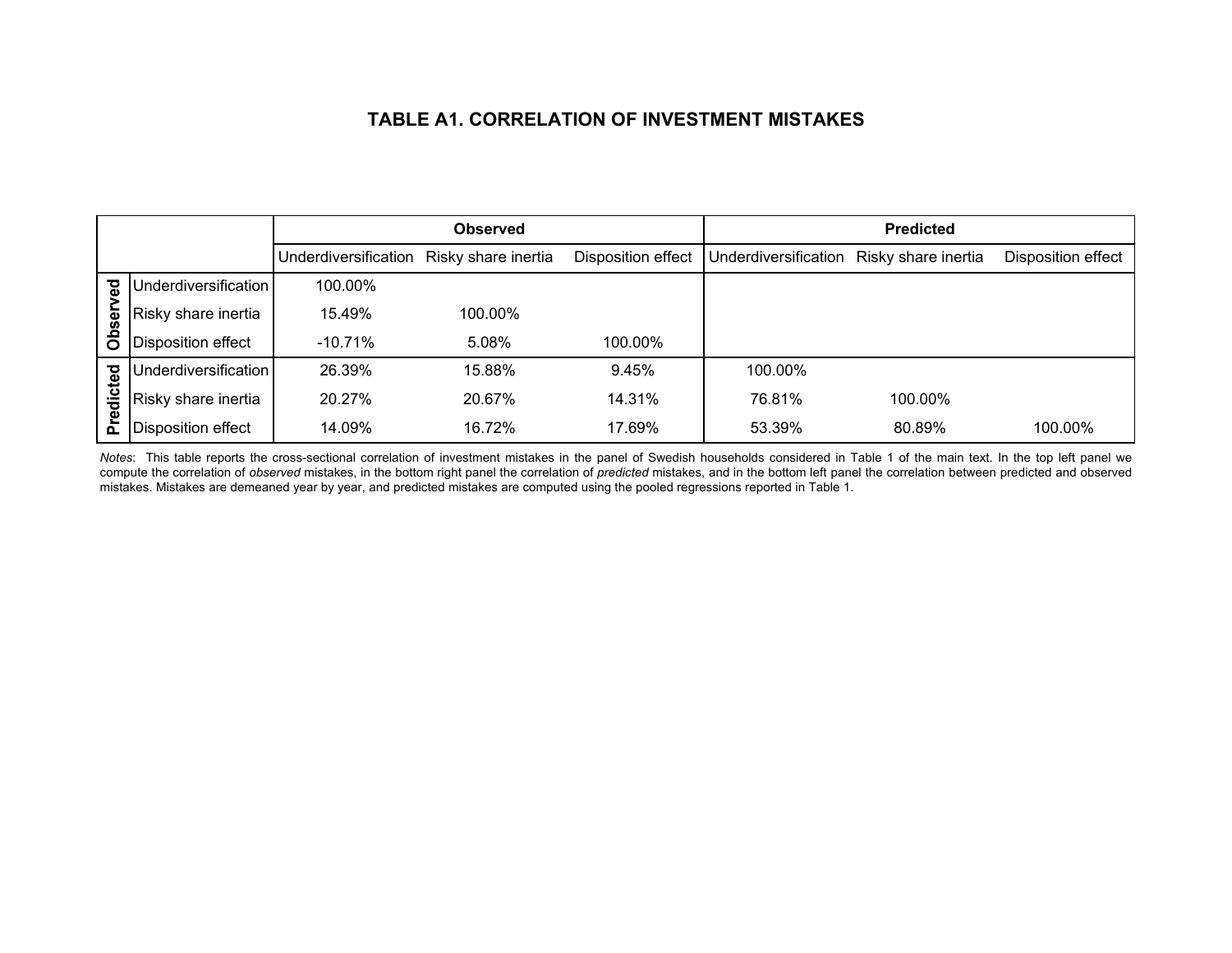## TABLE A1. CORRELATION OF INVESTMENT MISTAKES

| | | Observed | | | Predicted | | |
|---|---|---|---|---|---|---|---|
| | | Underdiversification | Risky share inertia | Disposition effect | Underdiversification | Risky share inertia | Disposition effect |
| Observed | Underdiversification | 100.00% | | | | | |
| | Risky share inertia | 15.49% | 100.00% | | | | |
| | Disposition effect | -10.71% | 5.08% | 100.00% | | | |
| Predicted | Underdiversification | 26.39% | 15.88% | 9.45% | 100.00% | | |
| | Risky share inertia | 20.27% | 20.67% | 14.31% | 76.81% | 100.00% | |
| | Disposition effect | 14.09% | 16.72% | 17.69% | 53.39% | 80.89% | 100.00% |

*Notes*: This table reports the cross-sectional correlation of investment mistakes in the panel of Swedish households considered in Table 1 of the main text. In the top left panel we compute the correlation of *observed* mistakes, in the bottom right panel the correlation of *predicted* mistakes, and in the bottom left panel the correlation between predicted and observed mistakes. Mistakes are demeaned year by year, and predicted mistakes are computed using the pooled regressions reported in Table 1.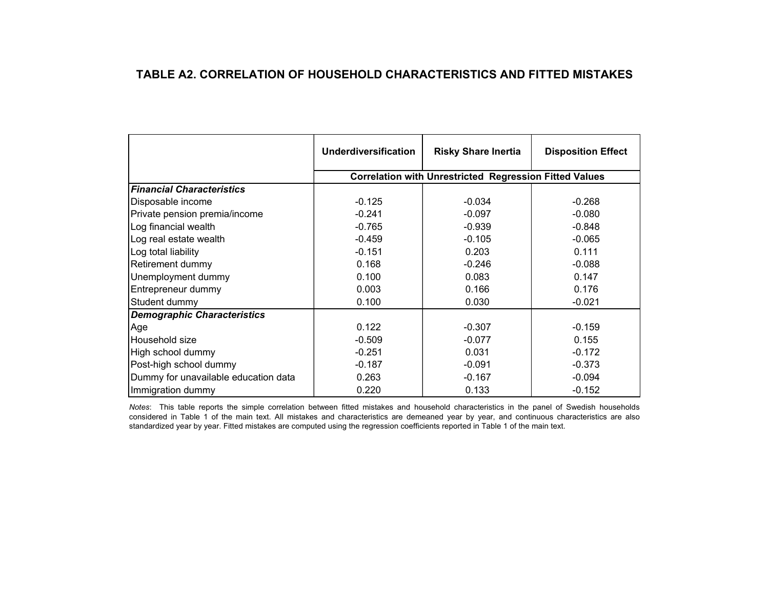## TABLE A2. CORRELATION OF HOUSEHOLD CHARACTERISTICS AND FITTED MISTAKES

| | Underdiversification | Risky Share Inertia | Disposition Effect |
|---|---|---|---|
| | Correlation with Unrestricted Regression Fitted Values | | |
| ***Financial Characteristics*** | | | |
| Disposable income | -0.125 | -0.034 | -0.268 |
| Private pension premia/income | -0.241 | -0.097 | -0.080 |
| Log financial wealth | -0.765 | -0.939 | -0.848 |
| Log real estate wealth | -0.459 | -0.105 | -0.065 |
| Log total liability | -0.151 | 0.203 | 0.111 |
| Retirement dummy | 0.168 | -0.246 | -0.088 |
| Unemployment dummy | 0.100 | 0.083 | 0.147 |
| Entrepreneur dummy | 0.003 | 0.166 | 0.176 |
| Student dummy | 0.100 | 0.030 | -0.021 |
| ***Demographic Characteristics*** | | | |
| Age | 0.122 | -0.307 | -0.159 |
| Household size | -0.509 | -0.077 | 0.155 |
| High school dummy | -0.251 | 0.031 | -0.172 |
| Post-high school dummy | -0.187 | -0.091 | -0.373 |
| Dummy for unavailable education data | 0.263 | -0.167 | -0.094 |
| Immigration dummy | 0.220 | 0.133 | -0.152 |

*Notes*: This table reports the simple correlation between fitted mistakes and household characteristics in the panel of Swedish households considered in Table 1 of the main text. All mistakes and characteristics are demeaned year by year, and continuous characteristics are also standardized year by year. Fitted mistakes are computed using the regression coefficients reported in Table 1 of the main text.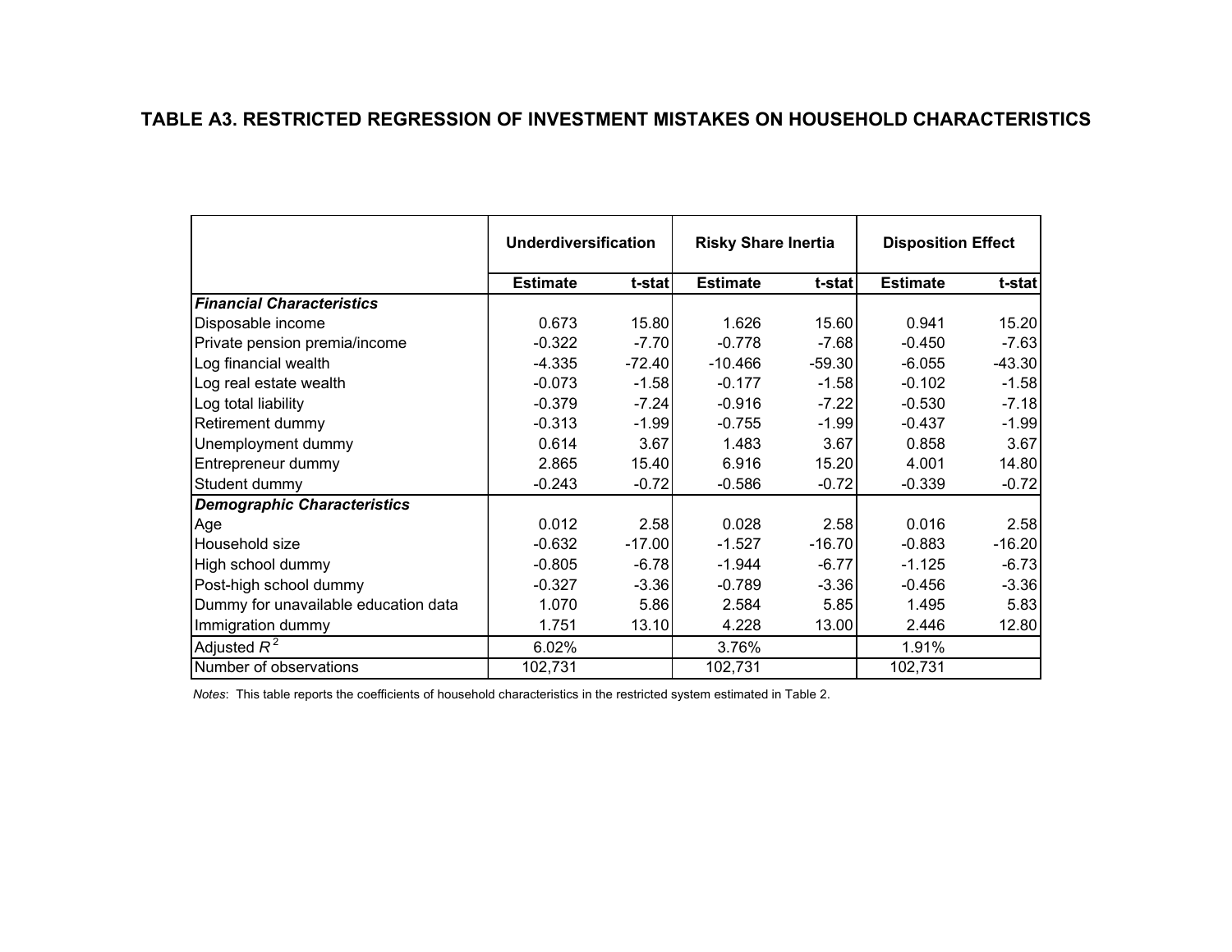# TABLE A3. RESTRICTED REGRESSION OF INVESTMENT MISTAKES ON HOUSEHOLD CHARACTERISTICS

| | Underdiversification | | Risky Share Inertia | | Disposition Effect | |
|---|---|---|---|---|---|---|
| | Estimate | t-stat | Estimate | t-stat | Estimate | t-stat |
| ***Financial Characteristics*** | | | | | | |
| Disposable income | 0.673 | 15.80 | 1.626 | 15.60 | 0.941 | 15.20 |
| Private pension premia/income | -0.322 | -7.70 | -0.778 | -7.68 | -0.450 | -7.63 |
| Log financial wealth | -4.335 | -72.40 | -10.466 | -59.30 | -6.055 | -43.30 |
| Log real estate wealth | -0.073 | -1.58 | -0.177 | -1.58 | -0.102 | -1.58 |
| Log total liability | -0.379 | -7.24 | -0.916 | -7.22 | -0.530 | -7.18 |
| Retirement dummy | -0.313 | -1.99 | -0.755 | -1.99 | -0.437 | -1.99 |
| Unemployment dummy | 0.614 | 3.67 | 1.483 | 3.67 | 0.858 | 3.67 |
| Entrepreneur dummy | 2.865 | 15.40 | 6.916 | 15.20 | 4.001 | 14.80 |
| Student dummy | -0.243 | -0.72 | -0.586 | -0.72 | -0.339 | -0.72 |
| ***Demographic Characteristics*** | | | | | | |
| Age | 0.012 | 2.58 | 0.028 | 2.58 | 0.016 | 2.58 |
| Household size | -0.632 | -17.00 | -1.527 | -16.70 | -0.883 | -16.20 |
| High school dummy | -0.805 | -6.78 | -1.944 | -6.77 | -1.125 | -6.73 |
| Post-high school dummy | -0.327 | -3.36 | -0.789 | -3.36 | -0.456 | -3.36 |
| Dummy for unavailable education data | 1.070 | 5.86 | 2.584 | 5.85 | 1.495 | 5.83 |
| Immigration dummy | 1.751 | 13.10 | 4.228 | 13.00 | 2.446 | 12.80 |
| Adjusted $R^2$ | 6.02% | | 3.76% | | 1.91% | |
| Number of observations | 102,731 | | 102,731 | | 102,731 | |

*Notes*: This table reports the coefficients of household characteristics in the restricted system estimated in Table 2.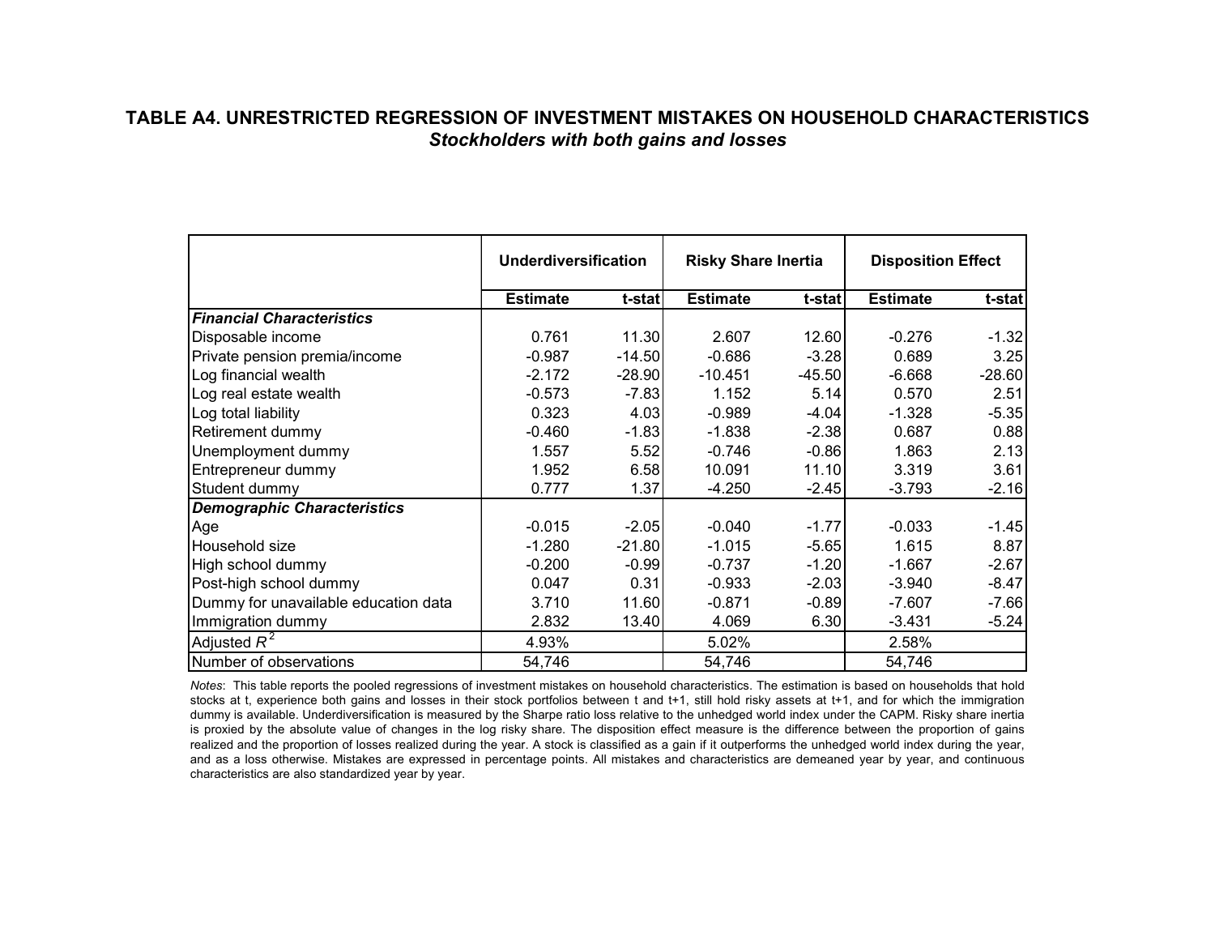## TABLE A4. UNRESTRICTED REGRESSION OF INVESTMENT MISTAKES ON HOUSEHOLD CHARACTERISTICS

### *Stockholders with both gains and losses*

| | Underdiversification | | Risky Share Inertia | | Disposition Effect | |
|---|---|---|---|---|---|---|
| | Estimate | t-stat | Estimate | t-stat | Estimate | t-stat |
| ***Financial Characteristics*** | | | | | | |
| Disposable income | 0.761 | 11.30 | 2.607 | 12.60 | -0.276 | -1.32 |
| Private pension premia/income | -0.987 | -14.50 | -0.686 | -3.28 | 0.689 | 3.25 |
| Log financial wealth | -2.172 | -28.90 | -10.451 | -45.50 | -6.668 | -28.60 |
| Log real estate wealth | -0.573 | -7.83 | 1.152 | 5.14 | 0.570 | 2.51 |
| Log total liability | 0.323 | 4.03 | -0.989 | -4.04 | -1.328 | -5.35 |
| Retirement dummy | -0.460 | -1.83 | -1.838 | -2.38 | 0.687 | 0.88 |
| Unemployment dummy | 1.557 | 5.52 | -0.746 | -0.86 | 1.863 | 2.13 |
| Entrepreneur dummy | 1.952 | 6.58 | 10.091 | 11.10 | 3.319 | 3.61 |
| Student dummy | 0.777 | 1.37 | -4.250 | -2.45 | -3.793 | -2.16 |
| ***Demographic Characteristics*** | | | | | | |
| Age | -0.015 | -2.05 | -0.040 | -1.77 | -0.033 | -1.45 |
| Household size | -1.280 | -21.80 | -1.015 | -5.65 | 1.615 | 8.87 |
| High school dummy | -0.200 | -0.99 | -0.737 | -1.20 | -1.667 | -2.67 |
| Post-high school dummy | 0.047 | 0.31 | -0.933 | -2.03 | -3.940 | -8.47 |
| Dummy for unavailable education data | 3.710 | 11.60 | -0.871 | -0.89 | -7.607 | -7.66 |
| Immigration dummy | 2.832 | 13.40 | 4.069 | 6.30 | -3.431 | -5.24 |
| Adjusted $R^2$ | 4.93% | | 5.02% | | 2.58% | |
| Number of observations | 54,746 | | 54,746 | | 54,746 | |

*Notes*: This table reports the pooled regressions of investment mistakes on household characteristics. The estimation is based on households that hold stocks at t, experience both gains and losses in their stock portfolios between t and t+1, still hold risky assets at t+1, and for which the immigration dummy is available. Underdiversification is measured by the Sharpe ratio loss relative to the unhedged world index under the CAPM. Risky share inertia is proxied by the absolute value of changes in the log risky share. The disposition effect measure is the difference between the proportion of gains realized and the proportion of losses realized during the year. A stock is classified as a gain if it outperforms the unhedged world index during the year, and as a loss otherwise. Mistakes are expressed in percentage points. All mistakes and characteristics are demeaned year by year, and continuous characteristics are also standardized year by year.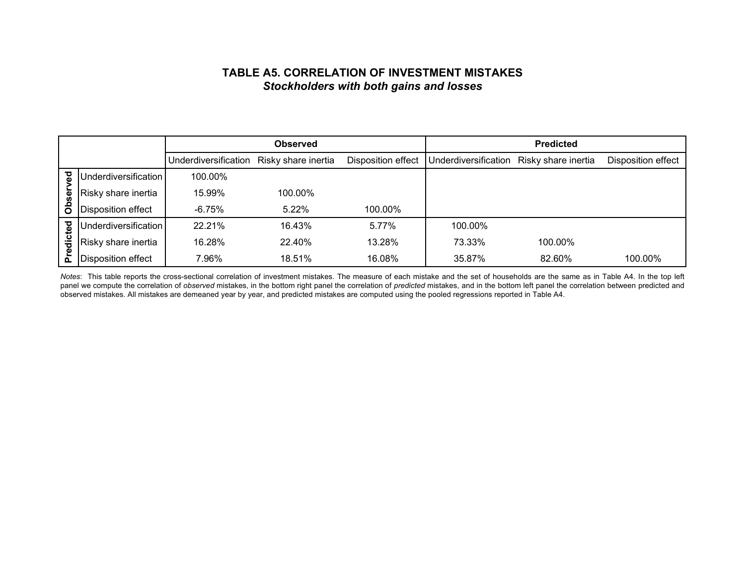### TABLE A5. CORRELATION OF INVESTMENT MISTAKES

***Stockholders with both gains and losses***

| | | Observed | | | Predicted | | |
|---|---|---|---|---|---|---|---|
| | | Underdiversification | Risky share inertia | Disposition effect | Underdiversification | Risky share inertia | Disposition effect |
| Observed | Underdiversification | 100.00% | | | | | |
| | Risky share inertia | 15.99% | 100.00% | | | | |
| | Disposition effect | -6.75% | 5.22% | 100.00% | | | |
| Predicted | Underdiversification | 22.21% | 16.43% | 5.77% | 100.00% | | |
| | Risky share inertia | 16.28% | 22.40% | 13.28% | 73.33% | 100.00% | |
| | Disposition effect | 7.96% | 18.51% | 16.08% | 35.87% | 82.60% | 100.00% |

*Notes*: This table reports the cross-sectional correlation of investment mistakes. The measure of each mistake and the set of households are the same as in Table A4. In the top left panel we compute the correlation of *observed* mistakes, in the bottom right panel the correlation of *predicted* mistakes, and in the bottom left panel the correlation between predicted and observed mistakes. All mistakes are demeaned year by year, and predicted mistakes are computed using the pooled regressions reported in Table A4.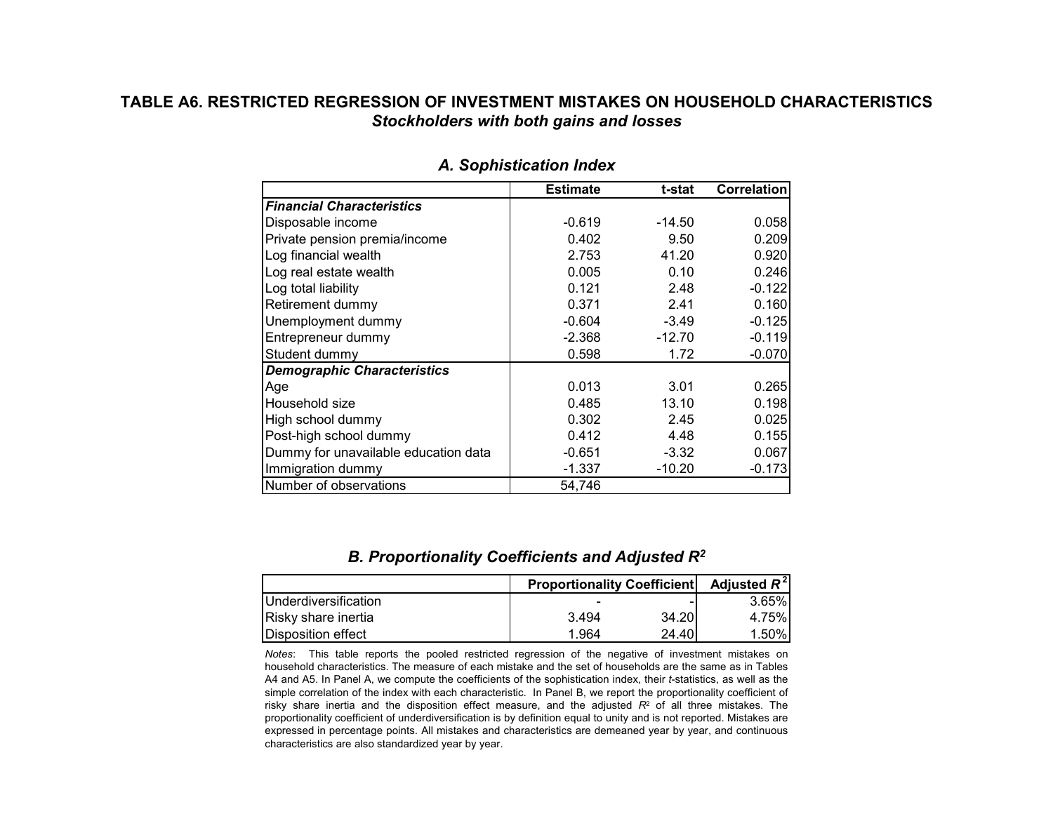# TABLE A6. RESTRICTED REGRESSION OF INVESTMENT MISTAKES ON HOUSEHOLD CHARACTERISTICS

## *Stockholders with both gains and losses*

### *A. Sophistication Index*

| | Estimate | t-stat | Correlation |
|---|---|---|---|
| ***Financial Characteristics*** | | | |
| Disposable income | -0.619 | -14.50 | 0.058 |
| Private pension premia/income | 0.402 | 9.50 | 0.209 |
| Log financial wealth | 2.753 | 41.20 | 0.920 |
| Log real estate wealth | 0.005 | 0.10 | 0.246 |
| Log total liability | 0.121 | 2.48 | -0.122 |
| Retirement dummy | 0.371 | 2.41 | 0.160 |
| Unemployment dummy | -0.604 | -3.49 | -0.125 |
| Entrepreneur dummy | -2.368 | -12.70 | -0.119 |
| Student dummy | 0.598 | 1.72 | -0.070 |
| ***Demographic Characteristics*** | | | |
| Age | 0.013 | 3.01 | 0.265 |
| Household size | 0.485 | 13.10 | 0.198 |
| High school dummy | 0.302 | 2.45 | 0.025 |
| Post-high school dummy | 0.412 | 4.48 | 0.155 |
| Dummy for unavailable education data | -0.651 | -3.32 | 0.067 |
| Immigration dummy | -1.337 | -10.20 | -0.173 |
| Number of observations | 54,746 | | |

### *B. Proportionality Coefficients and Adjusted $R^2$*

| | Proportionality Coefficient | | Adjusted $R^2$ |
|---|---|---|---|
| Underdiversification | - | - | 3.65% |
| Risky share inertia | 3.494 | 34.20 | 4.75% |
| Disposition effect | 1.964 | 24.40 | 1.50% |

*Notes*: This table reports the pooled restricted regression of the negative of investment mistakes on household characteristics. The measure of each mistake and the set of households are the same as in Tables A4 and A5. In Panel A, we compute the coefficients of the sophistication index, their *t*-statistics, as well as the simple correlation of the index with each characteristic. In Panel B, we report the proportionality coefficient of risky share inertia and the disposition effect measure, and the adjusted $R^2$ of all three mistakes. The proportionality coefficient of underdiversification is by definition equal to unity and is not reported. Mistakes are expressed in percentage points. All mistakes and characteristics are demeaned year by year, and continuous characteristics are also standardized year by year.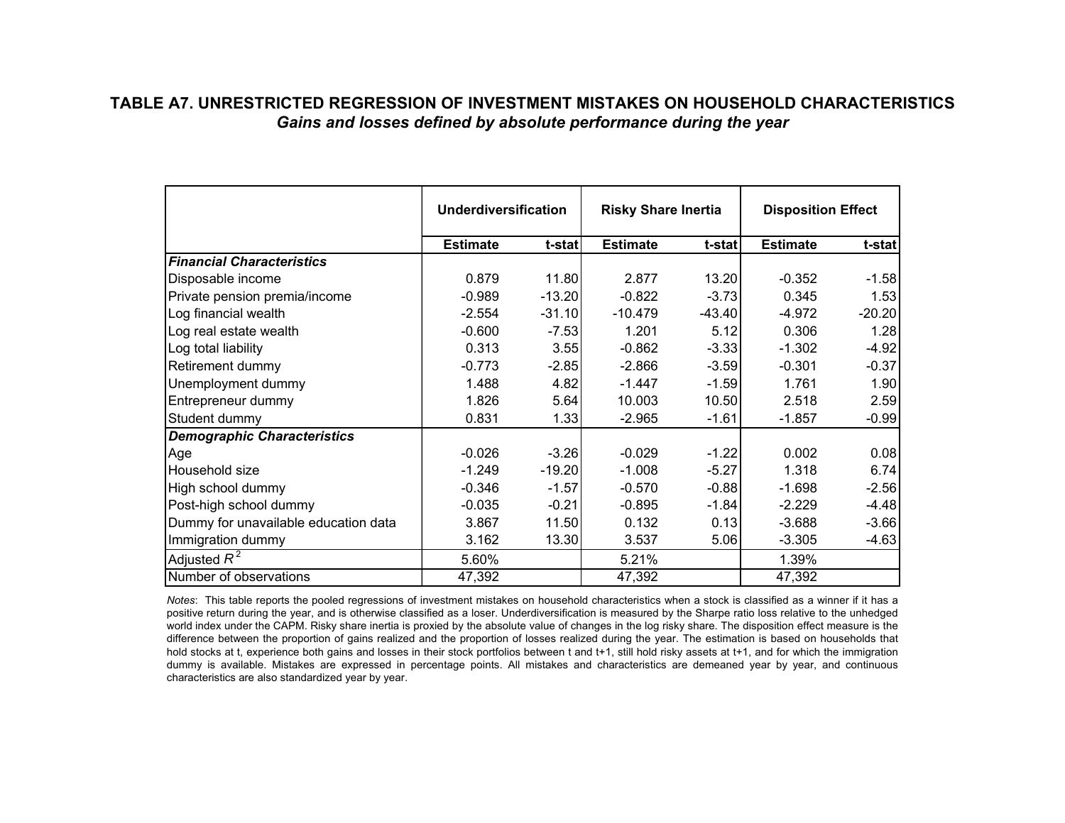# TABLE A7. UNRESTRICTED REGRESSION OF INVESTMENT MISTAKES ON HOUSEHOLD CHARACTERISTICS

*Gains and losses defined by absolute performance during the year*

| | Underdiversification | | Risky Share Inertia | | Disposition Effect | |
|---|---|---|---|---|---|---|
| | **Estimate** | **t-stat** | **Estimate** | **t-stat** | **Estimate** | **t-stat** |
| ***Financial Characteristics*** | | | | | | |
| Disposable income | 0.879 | 11.80 | 2.877 | 13.20 | -0.352 | -1.58 |
| Private pension premia/income | -0.989 | -13.20 | -0.822 | -3.73 | 0.345 | 1.53 |
| Log financial wealth | -2.554 | -31.10 | -10.479 | -43.40 | -4.972 | -20.20 |
| Log real estate wealth | -0.600 | -7.53 | 1.201 | 5.12 | 0.306 | 1.28 |
| Log total liability | 0.313 | 3.55 | -0.862 | -3.33 | -1.302 | -4.92 |
| Retirement dummy | -0.773 | -2.85 | -2.866 | -3.59 | -0.301 | -0.37 |
| Unemployment dummy | 1.488 | 4.82 | -1.447 | -1.59 | 1.761 | 1.90 |
| Entrepreneur dummy | 1.826 | 5.64 | 10.003 | 10.50 | 2.518 | 2.59 |
| Student dummy | 0.831 | 1.33 | -2.965 | -1.61 | -1.857 | -0.99 |
| ***Demographic Characteristics*** | | | | | | |
| Age | -0.026 | -3.26 | -0.029 | -1.22 | 0.002 | 0.08 |
| Household size | -1.249 | -19.20 | -1.008 | -5.27 | 1.318 | 6.74 |
| High school dummy | -0.346 | -1.57 | -0.570 | -0.88 | -1.698 | -2.56 |
| Post-high school dummy | -0.035 | -0.21 | -0.895 | -1.84 | -2.229 | -4.48 |
| Dummy for unavailable education data | 3.867 | 11.50 | 0.132 | 0.13 | -3.688 | -3.66 |
| Immigration dummy | 3.162 | 13.30 | 3.537 | 5.06 | -3.305 | -4.63 |
| Adjusted $R^2$ | 5.60% | | 5.21% | | 1.39% | |
| Number of observations | 47,392 | | 47,392 | | 47,392 | |

*Notes*: This table reports the pooled regressions of investment mistakes on household characteristics when a stock is classified as a winner if it has a positive return during the year, and is otherwise classified as a loser. Underdiversification is measured by the Sharpe ratio loss relative to the unhedged world index under the CAPM. Risky share inertia is proxied by the absolute value of changes in the log risky share. The disposition effect measure is the difference between the proportion of gains realized and the proportion of losses realized during the year. The estimation is based on households that hold stocks at t, experience both gains and losses in their stock portfolios between t and t+1, still hold risky assets at t+1, and for which the immigration dummy is available. Mistakes are expressed in percentage points. All mistakes and characteristics are demeaned year by year, and continuous characteristics are also standardized year by year.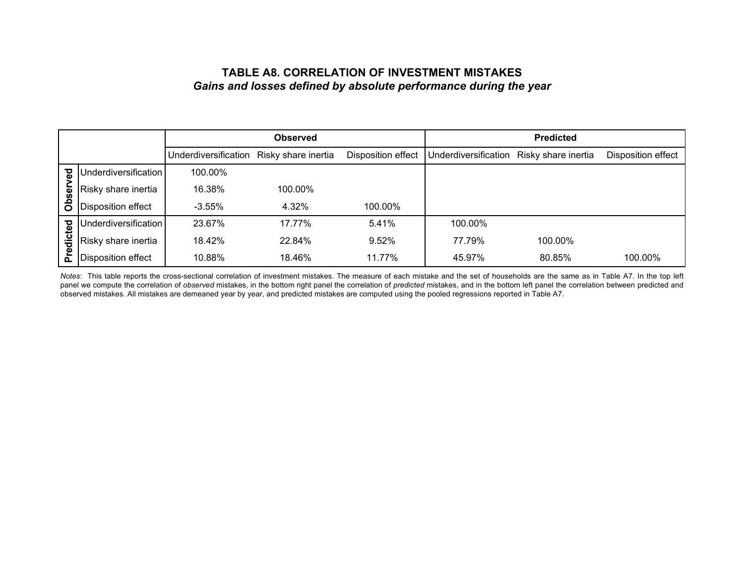**TABLE A8. CORRELATION OF INVESTMENT MISTAKES**

***Gains and losses defined by absolute performance during the year***

| | | Observed | | | Predicted | | |
|---|---|---|---|---|---|---|---|
| | | Underdiversification | Risky share inertia | Disposition effect | Underdiversification | Risky share inertia | Disposition effect |
| Observed | Underdiversification | 100.00% | | | | | |
| | Risky share inertia | 16.38% | 100.00% | | | | |
| | Disposition effect | -3.55% | 4.32% | 100.00% | | | |
| Predicted | Underdiversification | 23.67% | 17.77% | 5.41% | 100.00% | | |
| | Risky share inertia | 18.42% | 22.84% | 9.52% | 77.79% | 100.00% | |
| | Disposition effect | 10.88% | 18.46% | 11.77% | 45.97% | 80.85% | 100.00% |

*Notes*: This table reports the cross-sectional correlation of investment mistakes. The measure of each mistake and the set of households are the same as in Table A7. In the top left panel we compute the correlation of *observed* mistakes, in the bottom right panel the correlation of *predicted* mistakes, and in the bottom left panel the correlation between predicted and observed mistakes. All mistakes are demeaned year by year, and predicted mistakes are computed using the pooled regressions reported in Table A7.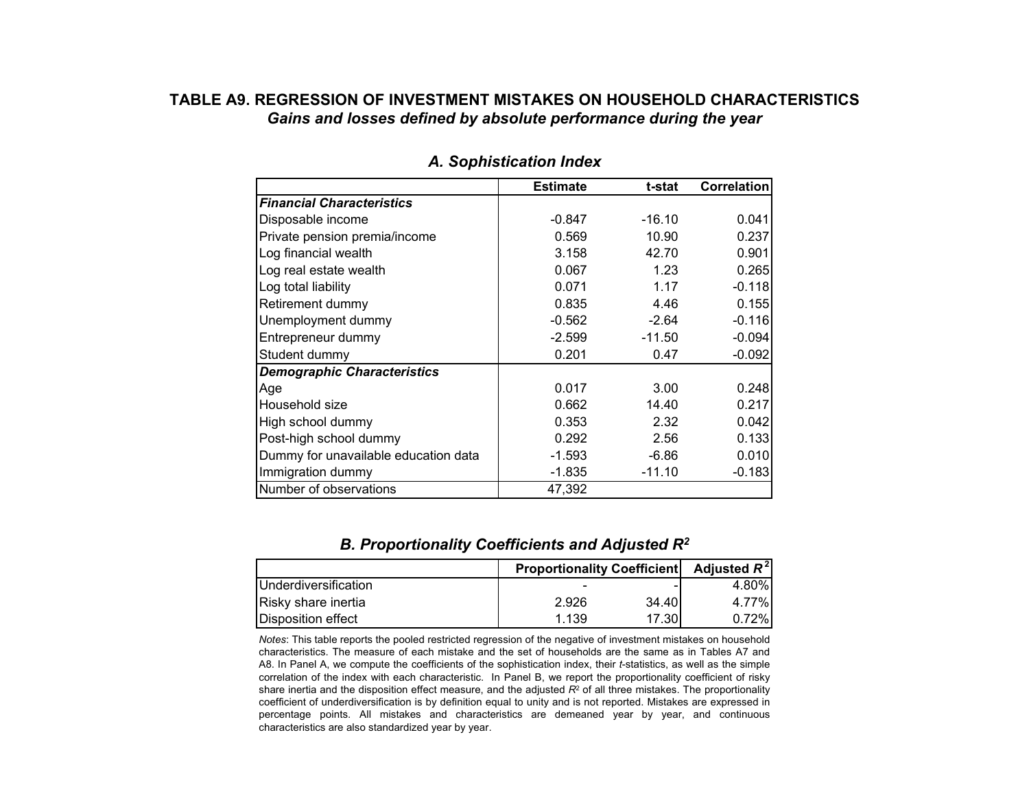# TABLE A9. REGRESSION OF INVESTMENT MISTAKES ON HOUSEHOLD CHARACTERISTICS

***Gains and losses defined by absolute performance during the year***

### *A. Sophistication Index*

| | Estimate | t-stat | Correlation |
|---|---|---|---|
| ***Financial Characteristics*** | | | |
| Disposable income | -0.847 | -16.10 | 0.041 |
| Private pension premia/income | 0.569 | 10.90 | 0.237 |
| Log financial wealth | 3.158 | 42.70 | 0.901 |
| Log real estate wealth | 0.067 | 1.23 | 0.265 |
| Log total liability | 0.071 | 1.17 | -0.118 |
| Retirement dummy | 0.835 | 4.46 | 0.155 |
| Unemployment dummy | -0.562 | -2.64 | -0.116 |
| Entrepreneur dummy | -2.599 | -11.50 | -0.094 |
| Student dummy | 0.201 | 0.47 | -0.092 |
| ***Demographic Characteristics*** | | | |
| Age | 0.017 | 3.00 | 0.248 |
| Household size | 0.662 | 14.40 | 0.217 |
| High school dummy | 0.353 | 2.32 | 0.042 |
| Post-high school dummy | 0.292 | 2.56 | 0.133 |
| Dummy for unavailable education data | -1.593 | -6.86 | 0.010 |
| Immigration dummy | -1.835 | -11.10 | -0.183 |
| Number of observations | 47,392 | | |

### *B. Proportionality Coefficients and Adjusted $R^2$*

| | Proportionality Coefficient | | Adjusted $R^2$ |
|---|---|---|---|
| Underdiversification | - | - | 4.80% |
| Risky share inertia | 2.926 | 34.40 | 4.77% |
| Disposition effect | 1.139 | 17.30 | 0.72% |

*Notes*: This table reports the pooled restricted regression of the negative of investment mistakes on household characteristics. The measure of each mistake and the set of households are the same as in Tables A7 and A8. In Panel A, we compute the coefficients of the sophistication index, their *t*-statistics, as well as the simple correlation of the index with each characteristic. In Panel B, we report the proportionality coefficient of risky share inertia and the disposition effect measure, and the adjusted $R^2$ of all three mistakes. The proportionality coefficient of underdiversification is by definition equal to unity and is not reported. Mistakes are expressed in percentage points. All mistakes and characteristics are demeaned year by year, and continuous characteristics are also standardized year by year.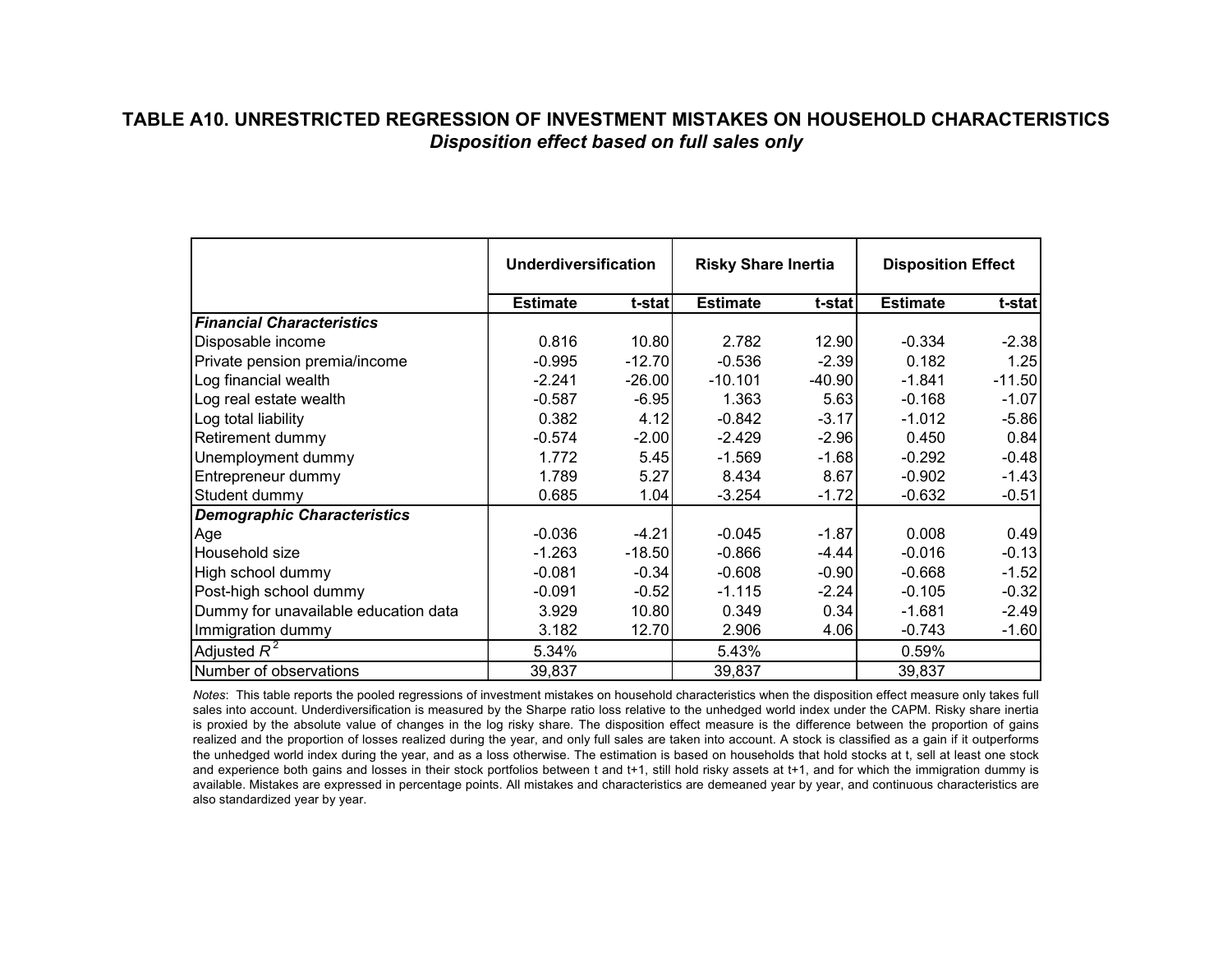# TABLE A10. UNRESTRICTED REGRESSION OF INVESTMENT MISTAKES ON HOUSEHOLD CHARACTERISTICS

***Disposition effect based on full sales only***

| | Underdiversification | | Risky Share Inertia | | Disposition Effect | |
|---|---|---|---|---|---|---|
| | **Estimate** | **t-stat** | **Estimate** | **t-stat** | **Estimate** | **t-stat** |
| ***Financial Characteristics*** | | | | | | |
| Disposable income | 0.816 | 10.80 | 2.782 | 12.90 | -0.334 | -2.38 |
| Private pension premia/income | -0.995 | -12.70 | -0.536 | -2.39 | 0.182 | 1.25 |
| Log financial wealth | -2.241 | -26.00 | -10.101 | -40.90 | -1.841 | -11.50 |
| Log real estate wealth | -0.587 | -6.95 | 1.363 | 5.63 | -0.168 | -1.07 |
| Log total liability | 0.382 | 4.12 | -0.842 | -3.17 | -1.012 | -5.86 |
| Retirement dummy | -0.574 | -2.00 | -2.429 | -2.96 | 0.450 | 0.84 |
| Unemployment dummy | 1.772 | 5.45 | -1.569 | -1.68 | -0.292 | -0.48 |
| Entrepreneur dummy | 1.789 | 5.27 | 8.434 | 8.67 | -0.902 | -1.43 |
| Student dummy | 0.685 | 1.04 | -3.254 | -1.72 | -0.632 | -0.51 |
| ***Demographic Characteristics*** | | | | | | |
| Age | -0.036 | -4.21 | -0.045 | -1.87 | 0.008 | 0.49 |
| Household size | -1.263 | -18.50 | -0.866 | -4.44 | -0.016 | -0.13 |
| High school dummy | -0.081 | -0.34 | -0.608 | -0.90 | -0.668 | -1.52 |
| Post-high school dummy | -0.091 | -0.52 | -1.115 | -2.24 | -0.105 | -0.32 |
| Dummy for unavailable education data | 3.929 | 10.80 | 0.349 | 0.34 | -1.681 | -2.49 |
| Immigration dummy | 3.182 | 12.70 | 2.906 | 4.06 | -0.743 | -1.60 |
| Adjusted $R^2$ | 5.34% | | 5.43% | | 0.59% | |
| Number of observations | 39,837 | | 39,837 | | 39,837 | |

*Notes*: This table reports the pooled regressions of investment mistakes on household characteristics when the disposition effect measure only takes full sales into account. Underdiversification is measured by the Sharpe ratio loss relative to the unhedged world index under the CAPM. Risky share inertia is proxied by the absolute value of changes in the log risky share. The disposition effect measure is the difference between the proportion of gains realized and the proportion of losses realized during the year, and only full sales are taken into account. A stock is classified as a gain if it outperforms the unhedged world index during the year, and as a loss otherwise. The estimation is based on households that hold stocks at t, sell at least one stock and experience both gains and losses in their stock portfolios between t and t+1, still hold risky assets at t+1, and for which the immigration dummy is available. Mistakes are expressed in percentage points. All mistakes and characteristics are demeaned year by year, and continuous characteristics are also standardized year by year.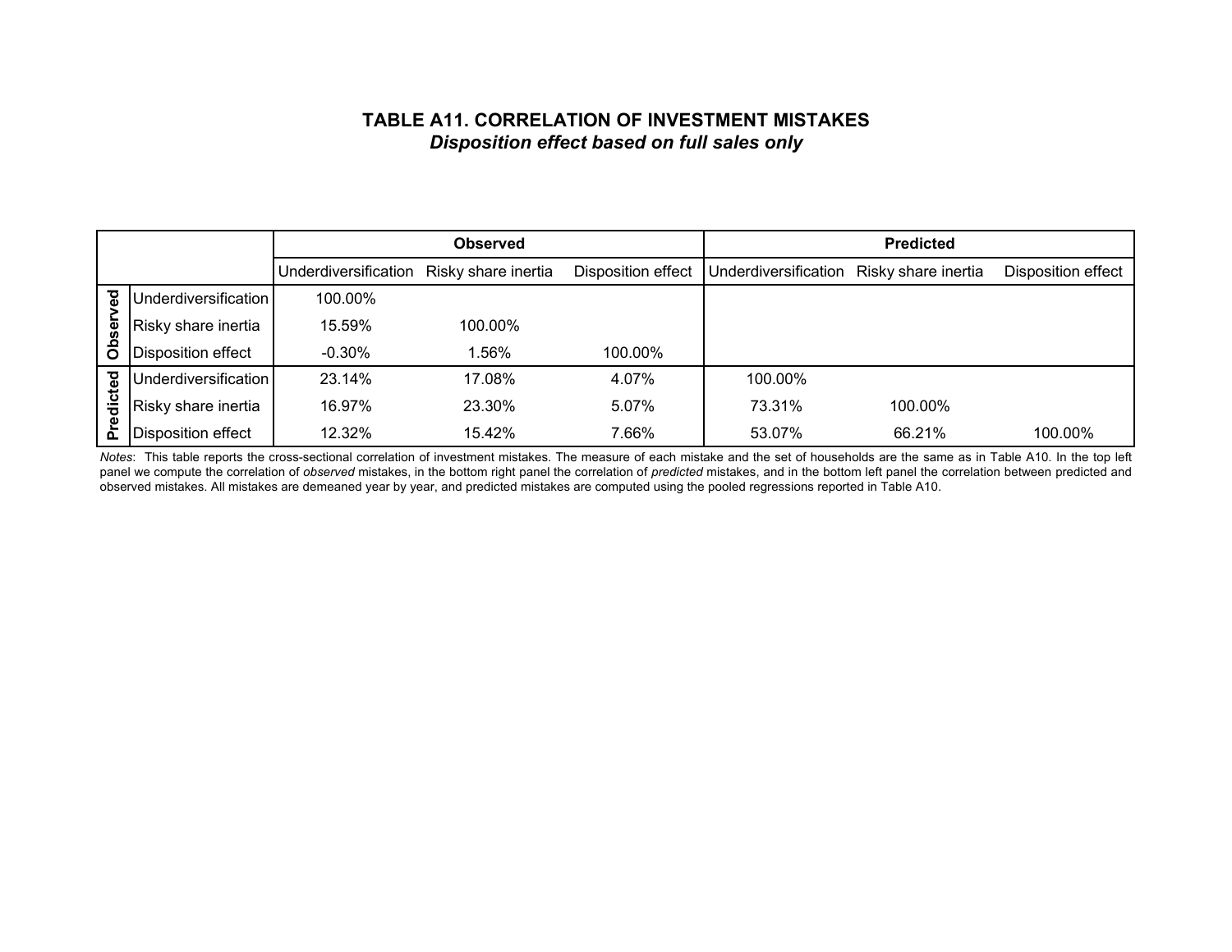**TABLE A11. CORRELATION OF INVESTMENT MISTAKES**

***Disposition effect based on full sales only***

| | | Observed | | | Predicted | | |
|---|---|---|---|---|---|---|---|
| | | Underdiversification | Risky share inertia | Disposition effect | Underdiversification | Risky share inertia | Disposition effect |
| Observed | Underdiversification | 100.00% | | | | | |
| | Risky share inertia | 15.59% | 100.00% | | | | |
| | Disposition effect | -0.30% | 1.56% | 100.00% | | | |
| Predicted | Underdiversification | 23.14% | 17.08% | 4.07% | 100.00% | | |
| | Risky share inertia | 16.97% | 23.30% | 5.07% | 73.31% | 100.00% | |
| | Disposition effect | 12.32% | 15.42% | 7.66% | 53.07% | 66.21% | 100.00% |

*Notes*: This table reports the cross-sectional correlation of investment mistakes. The measure of each mistake and the set of households are the same as in Table A10. In the top left panel we compute the correlation of *observed* mistakes, in the bottom right panel the correlation of *predicted* mistakes, and in the bottom left panel the correlation between predicted and observed mistakes. All mistakes are demeaned year by year, and predicted mistakes are computed using the pooled regressions reported in Table A10.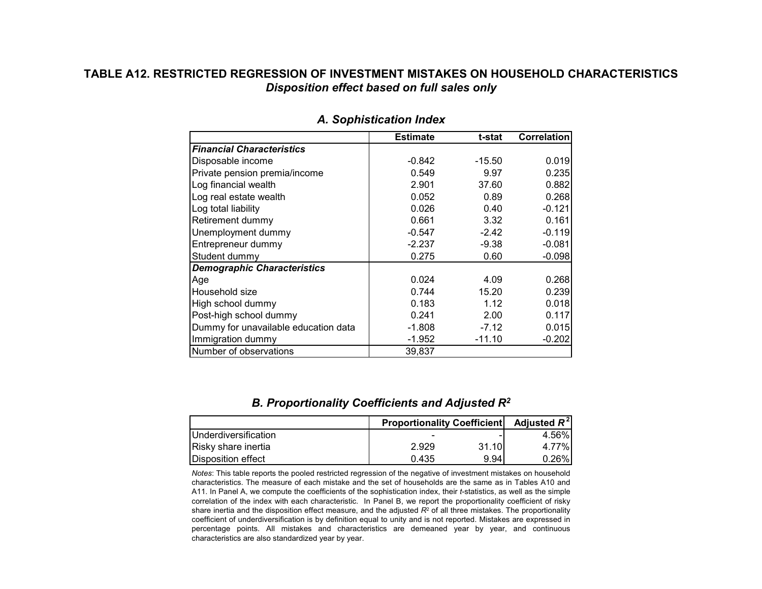## TABLE A12. RESTRICTED REGRESSION OF INVESTMENT MISTAKES ON HOUSEHOLD CHARACTERISTICS

### *Disposition effect based on full sales only*

### *A. Sophistication Index*

| | Estimate | t-stat | Correlation |
|---|---|---|---|
| ***Financial Characteristics*** | | | |
| Disposable income | -0.842 | -15.50 | 0.019 |
| Private pension premia/income | 0.549 | 9.97 | 0.235 |
| Log financial wealth | 2.901 | 37.60 | 0.882 |
| Log real estate wealth | 0.052 | 0.89 | 0.268 |
| Log total liability | 0.026 | 0.40 | -0.121 |
| Retirement dummy | 0.661 | 3.32 | 0.161 |
| Unemployment dummy | -0.547 | -2.42 | -0.119 |
| Entrepreneur dummy | -2.237 | -9.38 | -0.081 |
| Student dummy | 0.275 | 0.60 | -0.098 |
| ***Demographic Characteristics*** | | | |
| Age | 0.024 | 4.09 | 0.268 |
| Household size | 0.744 | 15.20 | 0.239 |
| High school dummy | 0.183 | 1.12 | 0.018 |
| Post-high school dummy | 0.241 | 2.00 | 0.117 |
| Dummy for unavailable education data | -1.808 | -7.12 | 0.015 |
| Immigration dummy | -1.952 | -11.10 | -0.202 |
| Number of observations | 39,837 | | |

### *B. Proportionality Coefficients and Adjusted $R^2$*

| | Proportionality Coefficient | | Adjusted $R^2$ |
|---|---|---|---|
| Underdiversification | - | - | 4.56% |
| Risky share inertia | 2.929 | 31.10 | 4.77% |
| Disposition effect | 0.435 | 9.94 | 0.26% |

*Notes*: This table reports the pooled restricted regression of the negative of investment mistakes on household characteristics. The measure of each mistake and the set of households are the same as in Tables A10 and A11. In Panel A, we compute the coefficients of the sophistication index, their *t*-statistics, as well as the simple correlation of the index with each characteristic. In Panel B, we report the proportionality coefficient of risky share inertia and the disposition effect measure, and the adjusted $R^2$ of all three mistakes. The proportionality coefficient of underdiversification is by definition equal to unity and is not reported. Mistakes are expressed in percentage points. All mistakes and characteristics are demeaned year by year, and continuous characteristics are also standardized year by year.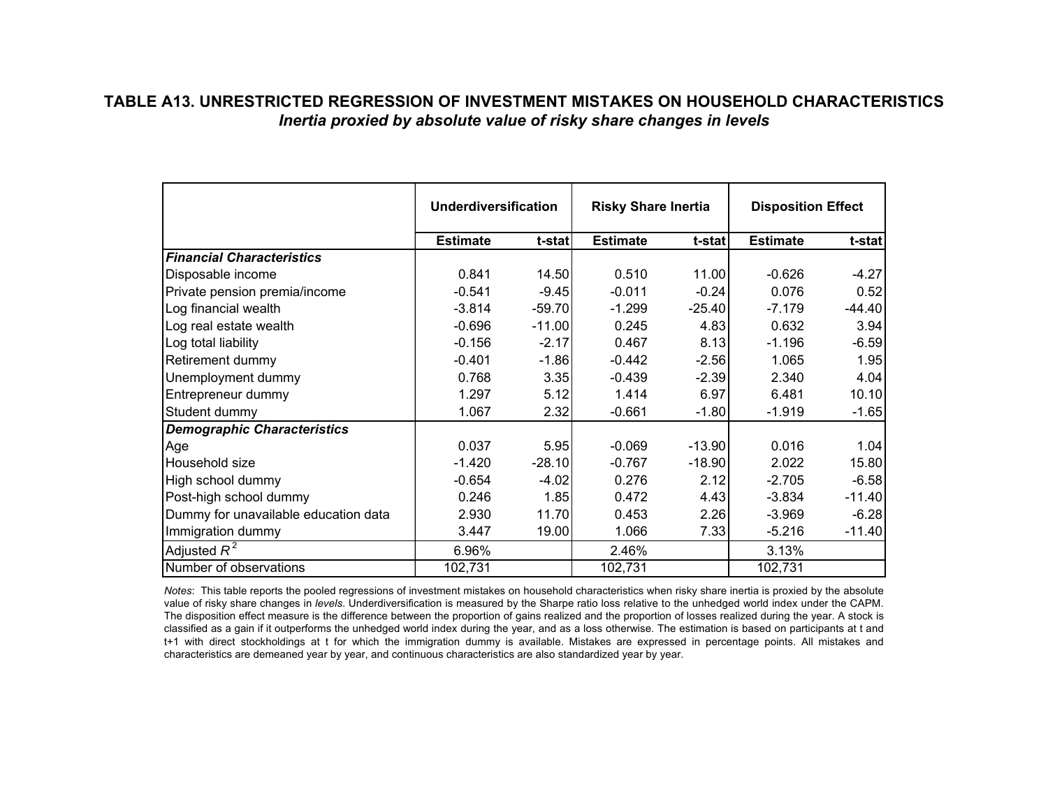**TABLE A13. UNRESTRICTED REGRESSION OF INVESTMENT MISTAKES ON HOUSEHOLD CHARACTERISTICS**

***Inertia proxied by absolute value of risky share changes in levels***

| | Underdiversification | | Risky Share Inertia | | Disposition Effect | |
|---|---|---|---|---|---|---|
| | Estimate | t-stat | Estimate | t-stat | Estimate | t-stat |
| ***Financial Characteristics*** | | | | | | |
| Disposable income | 0.841 | 14.50 | 0.510 | 11.00 | -0.626 | -4.27 |
| Private pension premia/income | -0.541 | -9.45 | -0.011 | -0.24 | 0.076 | 0.52 |
| Log financial wealth | -3.814 | -59.70 | -1.299 | -25.40 | -7.179 | -44.40 |
| Log real estate wealth | -0.696 | -11.00 | 0.245 | 4.83 | 0.632 | 3.94 |
| Log total liability | -0.156 | -2.17 | 0.467 | 8.13 | -1.196 | -6.59 |
| Retirement dummy | -0.401 | -1.86 | -0.442 | -2.56 | 1.065 | 1.95 |
| Unemployment dummy | 0.768 | 3.35 | -0.439 | -2.39 | 2.340 | 4.04 |
| Entrepreneur dummy | 1.297 | 5.12 | 1.414 | 6.97 | 6.481 | 10.10 |
| Student dummy | 1.067 | 2.32 | -0.661 | -1.80 | -1.919 | -1.65 |
| ***Demographic Characteristics*** | | | | | | |
| Age | 0.037 | 5.95 | -0.069 | -13.90 | 0.016 | 1.04 |
| Household size | -1.420 | -28.10 | -0.767 | -18.90 | 2.022 | 15.80 |
| High school dummy | -0.654 | -4.02 | 0.276 | 2.12 | -2.705 | -6.58 |
| Post-high school dummy | 0.246 | 1.85 | 0.472 | 4.43 | -3.834 | -11.40 |
| Dummy for unavailable education data | 2.930 | 11.70 | 0.453 | 2.26 | -3.969 | -6.28 |
| Immigration dummy | 3.447 | 19.00 | 1.066 | 7.33 | -5.216 | -11.40 |
| Adjusted $R^2$ | 6.96% | | 2.46% | | 3.13% | |
| Number of observations | 102,731 | | 102,731 | | 102,731 | |

*Notes*: This table reports the pooled regressions of investment mistakes on household characteristics when risky share inertia is proxied by the absolute value of risky share changes in *levels*. Underdiversification is measured by the Sharpe ratio loss relative to the unhedged world index under the CAPM. The disposition effect measure is the difference between the proportion of gains realized and the proportion of losses realized during the year. A stock is classified as a gain if it outperforms the unhedged world index during the year, and as a loss otherwise. The estimation is based on participants at t and t+1 with direct stockholdings at t for which the immigration dummy is available. Mistakes are expressed in percentage points. All mistakes and characteristics are demeaned year by year, and continuous characteristics are also standardized year by year.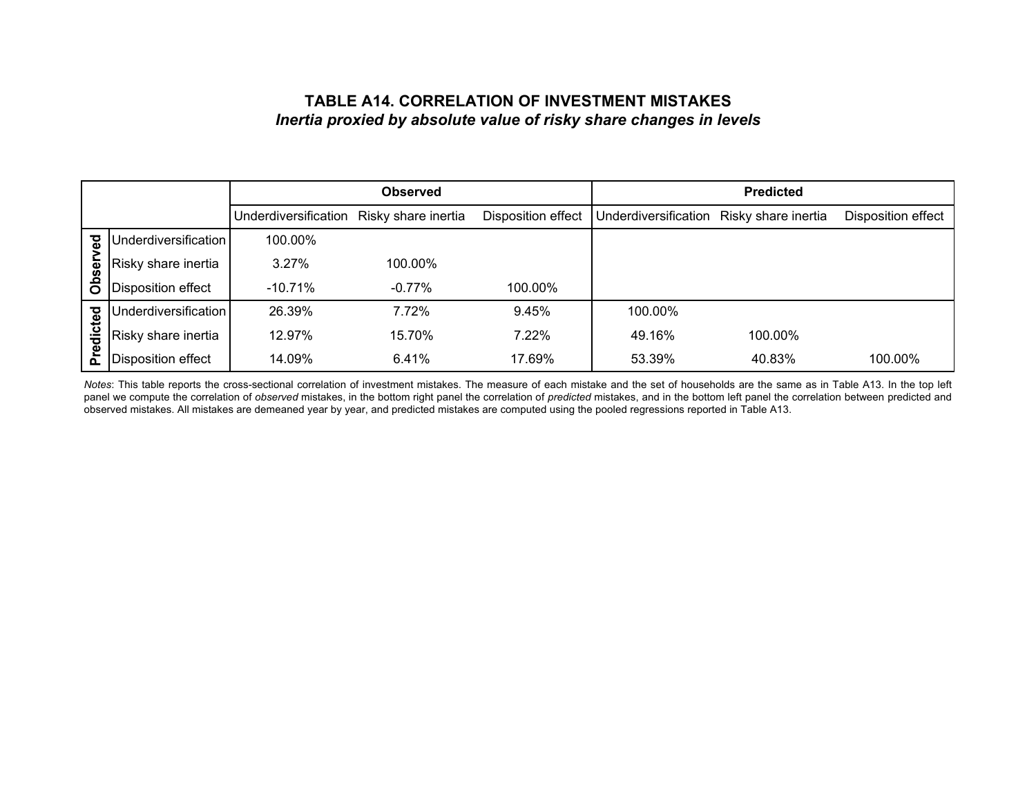### TABLE A14. CORRELATION OF INVESTMENT MISTAKES

***Inertia proxied by absolute value of risky share changes in levels***

| | | Observed | | | Predicted | | |
|---|---|---|---|---|---|---|---|
| | | Underdiversification | Risky share inertia | Disposition effect | Underdiversification | Risky share inertia | Disposition effect |
| Observed | Underdiversification | 100.00% | | | | | |
| | Risky share inertia | 3.27% | 100.00% | | | | |
| | Disposition effect | -10.71% | -0.77% | 100.00% | | | |
| Predicted | Underdiversification | 26.39% | 7.72% | 9.45% | 100.00% | | |
| | Risky share inertia | 12.97% | 15.70% | 7.22% | 49.16% | 100.00% | |
| | Disposition effect | 14.09% | 6.41% | 17.69% | 53.39% | 40.83% | 100.00% |

*Notes*: This table reports the cross-sectional correlation of investment mistakes. The measure of each mistake and the set of households are the same as in Table A13. In the top left panel we compute the correlation of *observed* mistakes, in the bottom right panel the correlation of *predicted* mistakes, and in the bottom left panel the correlation between predicted and observed mistakes. All mistakes are demeaned year by year, and predicted mistakes are computed using the pooled regressions reported in Table A13.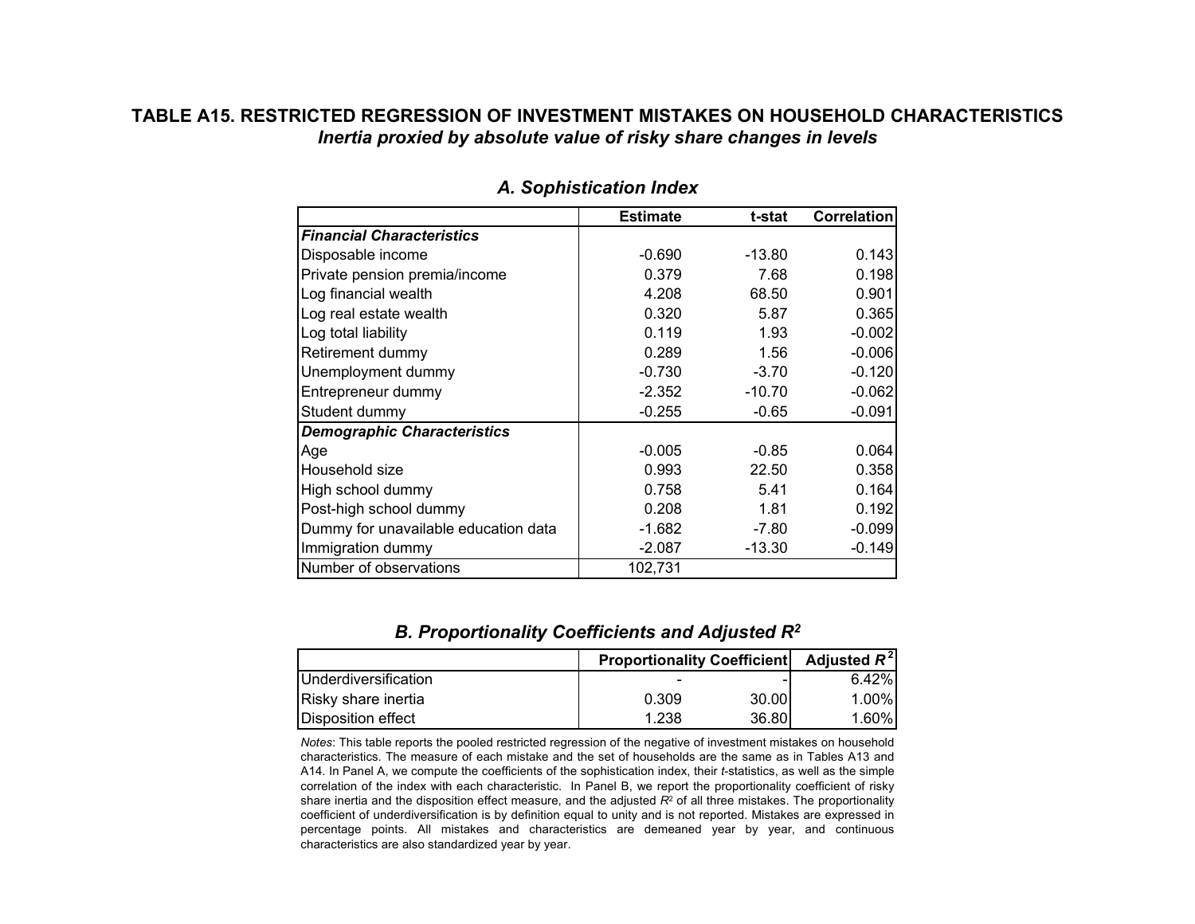## TABLE A15. RESTRICTED REGRESSION OF INVESTMENT MISTAKES ON HOUSEHOLD CHARACTERISTICS

### *Inertia proxied by absolute value of risky share changes in levels*

### *A. Sophistication Index*

| | Estimate | t-stat | Correlation |
|---|---|---|---|
| ***Financial Characteristics*** | | | |
| Disposable income | -0.690 | -13.80 | 0.143 |
| Private pension premia/income | 0.379 | 7.68 | 0.198 |
| Log financial wealth | 4.208 | 68.50 | 0.901 |
| Log real estate wealth | 0.320 | 5.87 | 0.365 |
| Log total liability | 0.119 | 1.93 | -0.002 |
| Retirement dummy | 0.289 | 1.56 | -0.006 |
| Unemployment dummy | -0.730 | -3.70 | -0.120 |
| Entrepreneur dummy | -2.352 | -10.70 | -0.062 |
| Student dummy | -0.255 | -0.65 | -0.091 |
| ***Demographic Characteristics*** | | | |
| Age | -0.005 | -0.85 | 0.064 |
| Household size | 0.993 | 22.50 | 0.358 |
| High school dummy | 0.758 | 5.41 | 0.164 |
| Post-high school dummy | 0.208 | 1.81 | 0.192 |
| Dummy for unavailable education data | -1.682 | -7.80 | -0.099 |
| Immigration dummy | -2.087 | -13.30 | -0.149 |
| Number of observations | 102,731 | | |

### *B. Proportionality Coefficients and Adjusted $R^2$*

| | Proportionality Coefficient | | Adjusted $R^2$ |
|---|---|---|---|
| Underdiversification | - | - | 6.42% |
| Risky share inertia | 0.309 | 30.00 | 1.00% |
| Disposition effect | 1.238 | 36.80 | 1.60% |

*Notes*: This table reports the pooled restricted regression of the negative of investment mistakes on household characteristics. The measure of each mistake and the set of households are the same as in Tables A13 and A14. In Panel A, we compute the coefficients of the sophistication index, their *t*-statistics, as well as the simple correlation of the index with each characteristic. In Panel B, we report the proportionality coefficient of risky share inertia and the disposition effect measure, and the adjusted $R^2$ of all three mistakes. The proportionality coefficient of underdiversification is by definition equal to unity and is not reported. Mistakes are expressed in percentage points. All mistakes and characteristics are demeaned year by year, and continuous characteristics are also standardized year by year.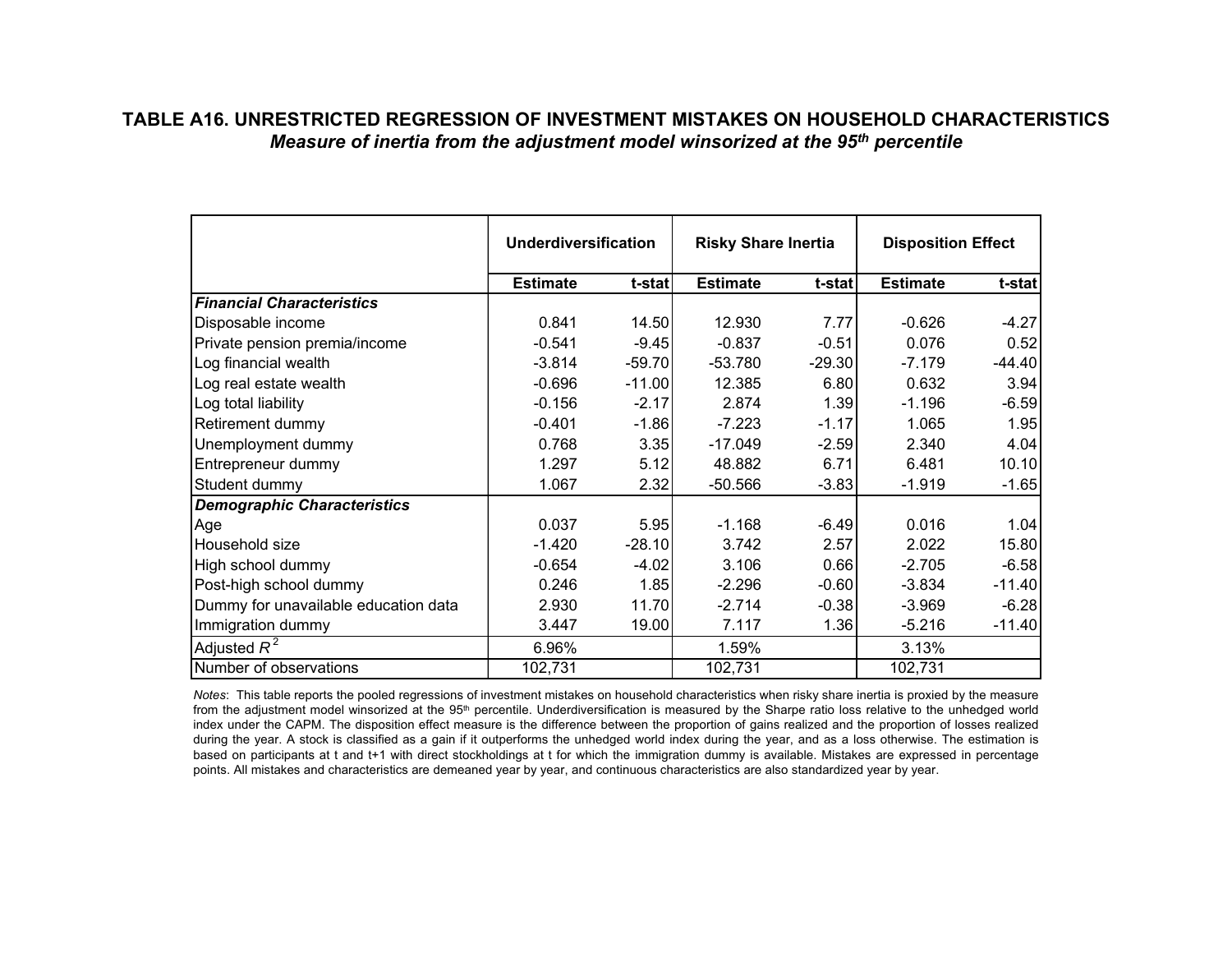# TABLE A16. UNRESTRICTED REGRESSION OF INVESTMENT MISTAKES ON HOUSEHOLD CHARACTERISTICS

***Measure of inertia from the adjustment model winsorized at the 95th percentile***

| | Underdiversification | | Risky Share Inertia | | Disposition Effect | |
|---|---|---|---|---|---|---|
| | **Estimate** | **t-stat** | **Estimate** | **t-stat** | **Estimate** | **t-stat** |
| ***Financial Characteristics*** | | | | | | |
| Disposable income | 0.841 | 14.50 | 12.930 | 7.77 | -0.626 | -4.27 |
| Private pension premia/income | -0.541 | -9.45 | -0.837 | -0.51 | 0.076 | 0.52 |
| Log financial wealth | -3.814 | -59.70 | -53.780 | -29.30 | -7.179 | -44.40 |
| Log real estate wealth | -0.696 | -11.00 | 12.385 | 6.80 | 0.632 | 3.94 |
| Log total liability | -0.156 | -2.17 | 2.874 | 1.39 | -1.196 | -6.59 |
| Retirement dummy | -0.401 | -1.86 | -7.223 | -1.17 | 1.065 | 1.95 |
| Unemployment dummy | 0.768 | 3.35 | -17.049 | -2.59 | 2.340 | 4.04 |
| Entrepreneur dummy | 1.297 | 5.12 | 48.882 | 6.71 | 6.481 | 10.10 |
| Student dummy | 1.067 | 2.32 | -50.566 | -3.83 | -1.919 | -1.65 |
| ***Demographic Characteristics*** | | | | | | |
| Age | 0.037 | 5.95 | -1.168 | -6.49 | 0.016 | 1.04 |
| Household size | -1.420 | -28.10 | 3.742 | 2.57 | 2.022 | 15.80 |
| High school dummy | -0.654 | -4.02 | 3.106 | 0.66 | -2.705 | -6.58 |
| Post-high school dummy | 0.246 | 1.85 | -2.296 | -0.60 | -3.834 | -11.40 |
| Dummy for unavailable education data | 2.930 | 11.70 | -2.714 | -0.38 | -3.969 | -6.28 |
| Immigration dummy | 3.447 | 19.00 | 7.117 | 1.36 | -5.216 | -11.40 |
| Adjusted $R^2$ | 6.96% | | 1.59% | | 3.13% | |
| Number of observations | 102,731 | | 102,731 | | 102,731 | |

*Notes*: This table reports the pooled regressions of investment mistakes on household characteristics when risky share inertia is proxied by the measure from the adjustment model winsorized at the 95th percentile. Underdiversification is measured by the Sharpe ratio loss relative to the unhedged world index under the CAPM. The disposition effect measure is the difference between the proportion of gains realized and the proportion of losses realized during the year. A stock is classified as a gain if it outperforms the unhedged world index during the year, and as a loss otherwise. The estimation is based on participants at t and t+1 with direct stockholdings at t for which the immigration dummy is available. Mistakes are expressed in percentage points. All mistakes and characteristics are demeaned year by year, and continuous characteristics are also standardized year by year.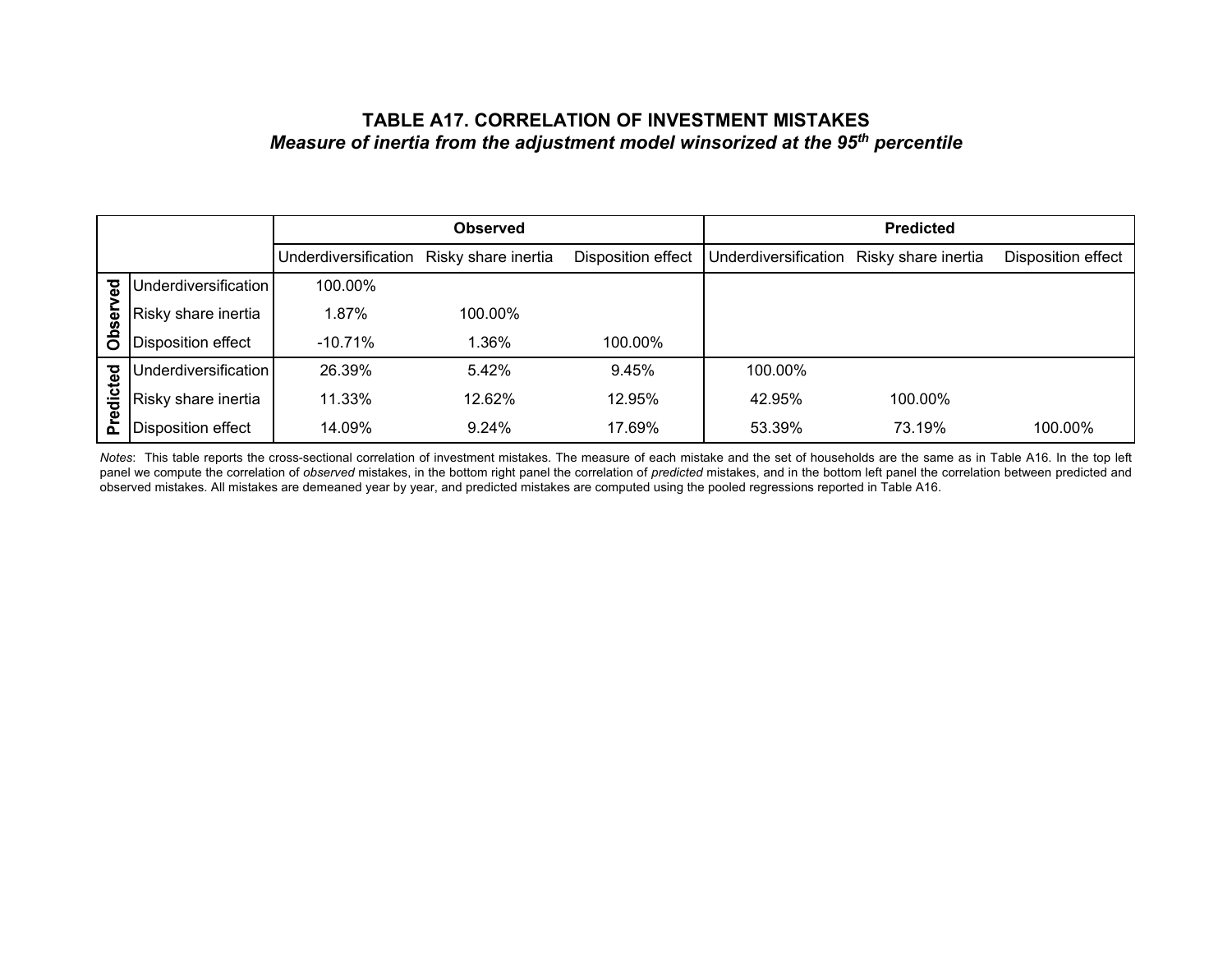# TABLE A17. CORRELATION OF INVESTMENT MISTAKES

## *Measure of inertia from the adjustment model winsorized at the 95th percentile*

| | | Observed | | | Predicted | | |
|---|---|---|---|---|---|---|---|
| | | Underdiversification | Risky share inertia | Disposition effect | Underdiversification | Risky share inertia | Disposition effect |
| **Observed** | Underdiversification | 100.00% | | | | | |
| | Risky share inertia | 1.87% | 100.00% | | | | |
| | Disposition effect | -10.71% | 1.36% | 100.00% | | | |
| **Predicted** | Underdiversification | 26.39% | 5.42% | 9.45% | 100.00% | | |
| | Risky share inertia | 11.33% | 12.62% | 12.95% | 42.95% | 100.00% | |
| | Disposition effect | 14.09% | 9.24% | 17.69% | 53.39% | 73.19% | 100.00% |

*Notes*: This table reports the cross-sectional correlation of investment mistakes. The measure of each mistake and the set of households are the same as in Table A16. In the top left panel we compute the correlation of *observed* mistakes, in the bottom right panel the correlation of *predicted* mistakes, and in the bottom left panel the correlation between predicted and observed mistakes. All mistakes are demeaned year by year, and predicted mistakes are computed using the pooled regressions reported in Table A16.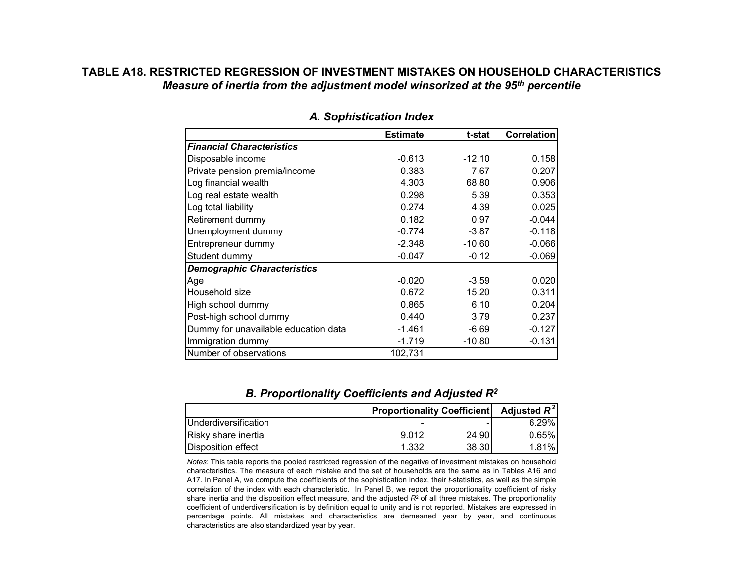# TABLE A18. RESTRICTED REGRESSION OF INVESTMENT MISTAKES ON HOUSEHOLD CHARACTERISTICS

***Measure of inertia from the adjustment model winsorized at the 95th percentile***

### *A. Sophistication Index*

| | Estimate | t-stat | Correlation |
|---|---|---|---|
| ***Financial Characteristics*** | | | |
| Disposable income | -0.613 | -12.10 | 0.158 |
| Private pension premia/income | 0.383 | 7.67 | 0.207 |
| Log financial wealth | 4.303 | 68.80 | 0.906 |
| Log real estate wealth | 0.298 | 5.39 | 0.353 |
| Log total liability | 0.274 | 4.39 | 0.025 |
| Retirement dummy | 0.182 | 0.97 | -0.044 |
| Unemployment dummy | -0.774 | -3.87 | -0.118 |
| Entrepreneur dummy | -2.348 | -10.60 | -0.066 |
| Student dummy | -0.047 | -0.12 | -0.069 |
| ***Demographic Characteristics*** | | | |
| Age | -0.020 | -3.59 | 0.020 |
| Household size | 0.672 | 15.20 | 0.311 |
| High school dummy | 0.865 | 6.10 | 0.204 |
| Post-high school dummy | 0.440 | 3.79 | 0.237 |
| Dummy for unavailable education data | -1.461 | -6.69 | -0.127 |
| Immigration dummy | -1.719 | -10.80 | -0.131 |
| Number of observations | 102,731 | | |

### *B. Proportionality Coefficients and Adjusted $R^2$*

| | Proportionality Coefficient | | Adjusted $R^2$ |
|---|---|---|---|
| Underdiversification | - | - | 6.29% |
| Risky share inertia | 9.012 | 24.90 | 0.65% |
| Disposition effect | 1.332 | 38.30 | 1.81% |

*Notes*: This table reports the pooled restricted regression of the negative of investment mistakes on household characteristics. The measure of each mistake and the set of households are the same as in Tables A16 and A17. In Panel A, we compute the coefficients of the sophistication index, their *t*-statistics, as well as the simple correlation of the index with each characteristic. In Panel B, we report the proportionality coefficient of risky share inertia and the disposition effect measure, and the adjusted $R^2$ of all three mistakes. The proportionality coefficient of underdiversification is by definition equal to unity and is not reported. Mistakes are expressed in percentage points. All mistakes and characteristics are demeaned year by year, and continuous characteristics are also standardized year by year.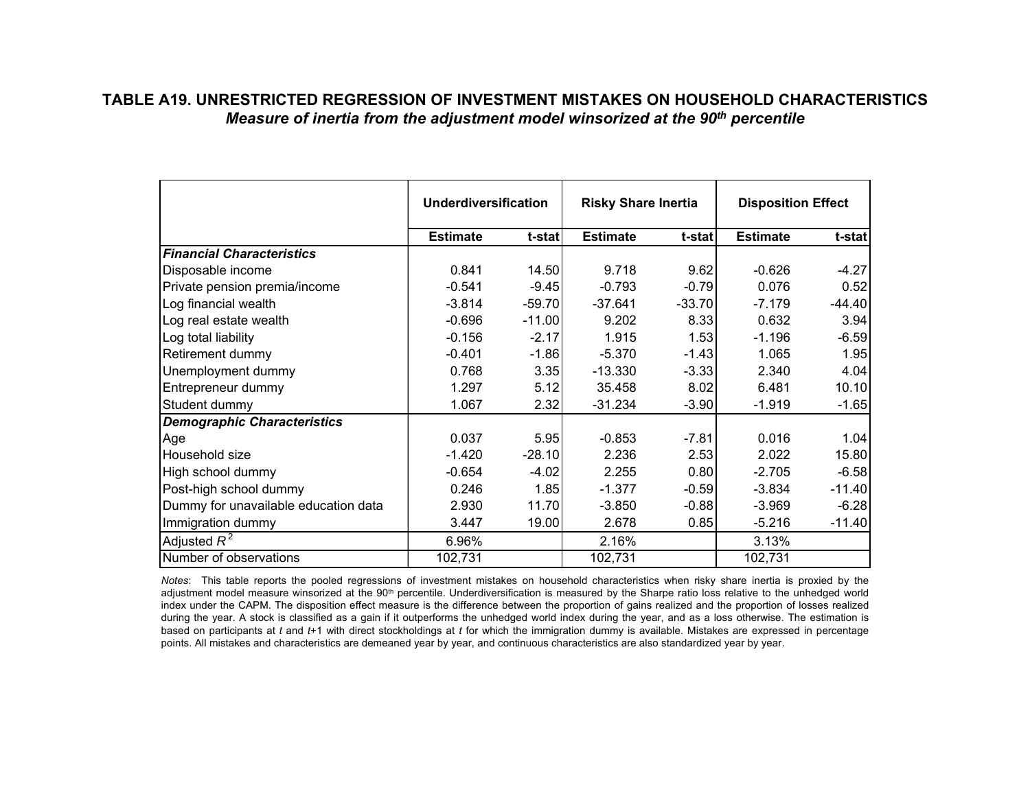**TABLE A19. UNRESTRICTED REGRESSION OF INVESTMENT MISTAKES ON HOUSEHOLD CHARACTERISTICS**

***Measure of inertia from the adjustment model winsorized at the 90th percentile***

| | Underdiversification | | Risky Share Inertia | | Disposition Effect | |
|---|---|---|---|---|---|---|
| | Estimate | t-stat | Estimate | t-stat | Estimate | t-stat |
| ***Financial Characteristics*** | | | | | | |
| Disposable income | 0.841 | 14.50 | 9.718 | 9.62 | -0.626 | -4.27 |
| Private pension premia/income | -0.541 | -9.45 | -0.793 | -0.79 | 0.076 | 0.52 |
| Log financial wealth | -3.814 | -59.70 | -37.641 | -33.70 | -7.179 | -44.40 |
| Log real estate wealth | -0.696 | -11.00 | 9.202 | 8.33 | 0.632 | 3.94 |
| Log total liability | -0.156 | -2.17 | 1.915 | 1.53 | -1.196 | -6.59 |
| Retirement dummy | -0.401 | -1.86 | -5.370 | -1.43 | 1.065 | 1.95 |
| Unemployment dummy | 0.768 | 3.35 | -13.330 | -3.33 | 2.340 | 4.04 |
| Entrepreneur dummy | 1.297 | 5.12 | 35.458 | 8.02 | 6.481 | 10.10 |
| Student dummy | 1.067 | 2.32 | -31.234 | -3.90 | -1.919 | -1.65 |
| ***Demographic Characteristics*** | | | | | | |
| Age | 0.037 | 5.95 | -0.853 | -7.81 | 0.016 | 1.04 |
| Household size | -1.420 | -28.10 | 2.236 | 2.53 | 2.022 | 15.80 |
| High school dummy | -0.654 | -4.02 | 2.255 | 0.80 | -2.705 | -6.58 |
| Post-high school dummy | 0.246 | 1.85 | -1.377 | -0.59 | -3.834 | -11.40 |
| Dummy for unavailable education data | 2.930 | 11.70 | -3.850 | -0.88 | -3.969 | -6.28 |
| Immigration dummy | 3.447 | 19.00 | 2.678 | 0.85 | -5.216 | -11.40 |
| Adjusted $R^2$ | 6.96% | | 2.16% | | 3.13% | |
| Number of observations | 102,731 | | 102,731 | | 102,731 | |

*Notes*: This table reports the pooled regressions of investment mistakes on household characteristics when risky share inertia is proxied by the adjustment model measure winsorized at the 90th percentile. Underdiversification is measured by the Sharpe ratio loss relative to the unhedged world index under the CAPM. The disposition effect measure is the difference between the proportion of gains realized and the proportion of losses realized during the year. A stock is classified as a gain if it outperforms the unhedged world index during the year, and as a loss otherwise. The estimation is based on participants at $t$ and $t$+1 with direct stockholdings at $t$ for which the immigration dummy is available. Mistakes are expressed in percentage points. All mistakes and characteristics are demeaned year by year, and continuous characteristics are also standardized year by year.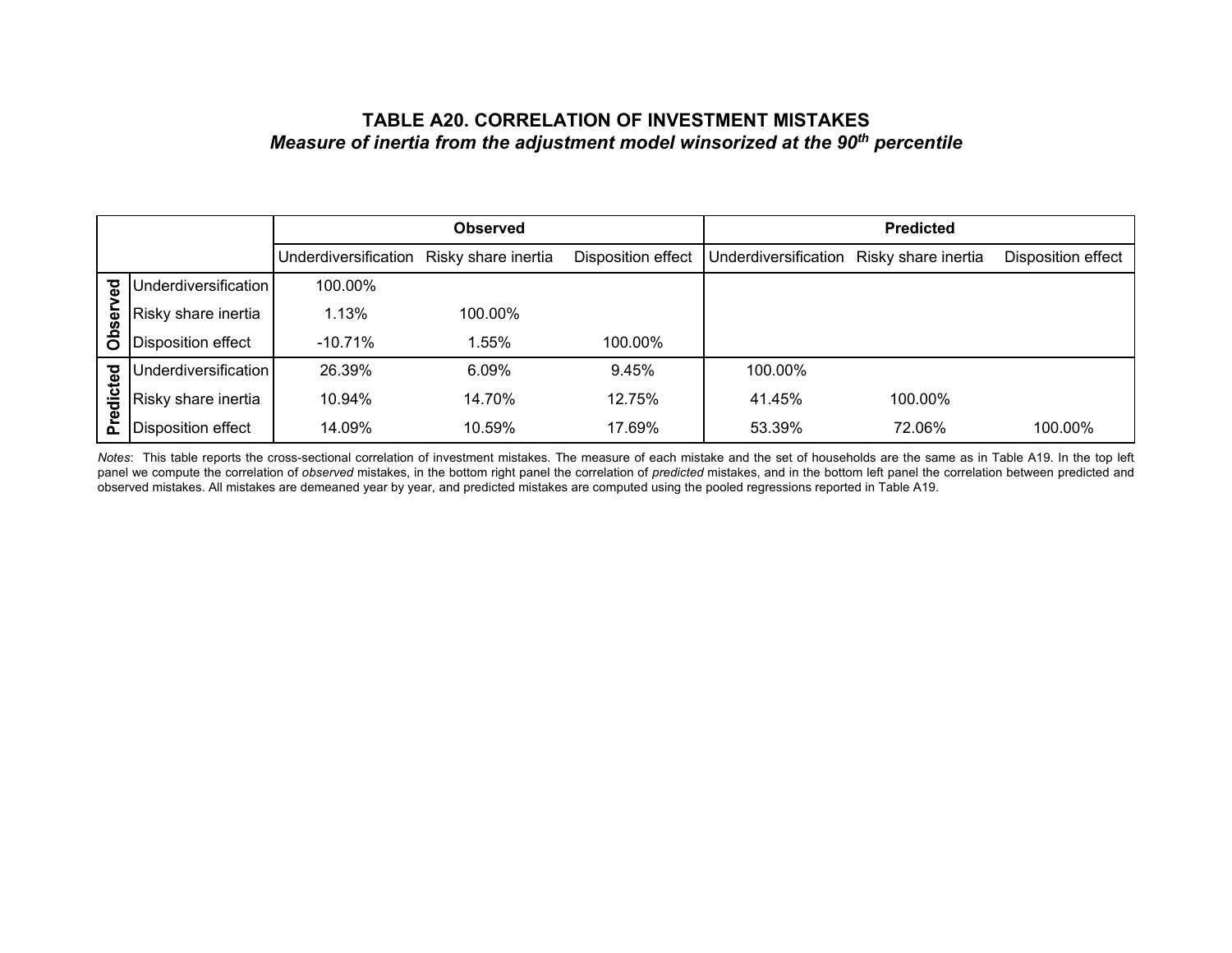# TABLE A20. CORRELATION OF INVESTMENT MISTAKES

***Measure of inertia from the adjustment model winsorized at the 90$^{th}$ percentile***

| | | Observed | | | Predicted | | |
|---|---|---|---|---|---|---|---|
| | | Underdiversification | Risky share inertia | Disposition effect | Underdiversification | Risky share inertia | Disposition effect |
| **Observed** | Underdiversification | 100.00% | | | | | |
| | Risky share inertia | 1.13% | 100.00% | | | | |
| | Disposition effect | -10.71% | 1.55% | 100.00% | | | |
| **Predicted** | Underdiversification | 26.39% | 6.09% | 9.45% | 100.00% | | |
| | Risky share inertia | 10.94% | 14.70% | 12.75% | 41.45% | 100.00% | |
| | Disposition effect | 14.09% | 10.59% | 17.69% | 53.39% | 72.06% | 100.00% |

*Notes*: This table reports the cross-sectional correlation of investment mistakes. The measure of each mistake and the set of households are the same as in Table A19. In the top left panel we compute the correlation of *observed* mistakes, in the bottom right panel the correlation of *predicted* mistakes, and in the bottom left panel the correlation between predicted and observed mistakes. All mistakes are demeaned year by year, and predicted mistakes are computed using the pooled regressions reported in Table A19.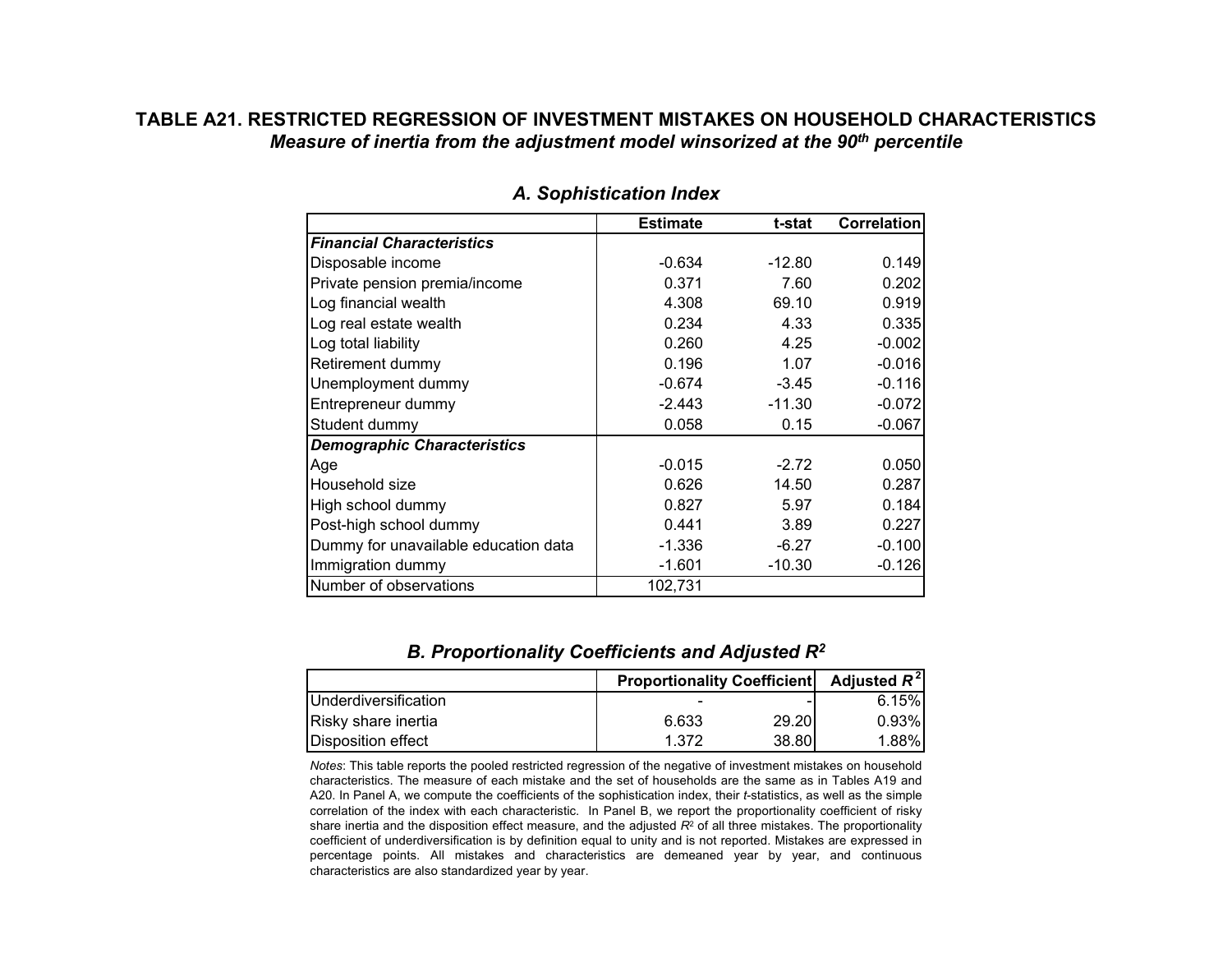# TABLE A21. RESTRICTED REGRESSION OF INVESTMENT MISTAKES ON HOUSEHOLD CHARACTERISTICS

***Measure of inertia from the adjustment model winsorized at the 90$^{th}$ percentile***

## *A. Sophistication Index*

| | Estimate | t-stat | Correlation |
|---|---|---|---|
| ***Financial Characteristics*** | | | |
| Disposable income | -0.634 | -12.80 | 0.149 |
| Private pension premia/income | 0.371 | 7.60 | 0.202 |
| Log financial wealth | 4.308 | 69.10 | 0.919 |
| Log real estate wealth | 0.234 | 4.33 | 0.335 |
| Log total liability | 0.260 | 4.25 | -0.002 |
| Retirement dummy | 0.196 | 1.07 | -0.016 |
| Unemployment dummy | -0.674 | -3.45 | -0.116 |
| Entrepreneur dummy | -2.443 | -11.30 | -0.072 |
| Student dummy | 0.058 | 0.15 | -0.067 |
| ***Demographic Characteristics*** | | | |
| Age | -0.015 | -2.72 | 0.050 |
| Household size | 0.626 | 14.50 | 0.287 |
| High school dummy | 0.827 | 5.97 | 0.184 |
| Post-high school dummy | 0.441 | 3.89 | 0.227 |
| Dummy for unavailable education data | -1.336 | -6.27 | -0.100 |
| Immigration dummy | -1.601 | -10.30 | -0.126 |
| Number of observations | 102,731 | | |

## *B. Proportionality Coefficients and Adjusted $R^2$*

| | Proportionality Coefficient | | Adjusted $R^2$ |
|---|---|---|---|
| Underdiversification | - | - | 6.15% |
| Risky share inertia | 6.633 | 29.20 | 0.93% |
| Disposition effect | 1.372 | 38.80 | 1.88% |

*Notes*: This table reports the pooled restricted regression of the negative of investment mistakes on household characteristics. The measure of each mistake and the set of households are the same as in Tables A19 and A20. In Panel A, we compute the coefficients of the sophistication index, their *t*-statistics, as well as the simple correlation of the index with each characteristic. In Panel B, we report the proportionality coefficient of risky share inertia and the disposition effect measure, and the adjusted $R^2$ of all three mistakes. The proportionality coefficient of underdiversification is by definition equal to unity and is not reported. Mistakes are expressed in percentage points. All mistakes and characteristics are demeaned year by year, and continuous characteristics are also standardized year by year.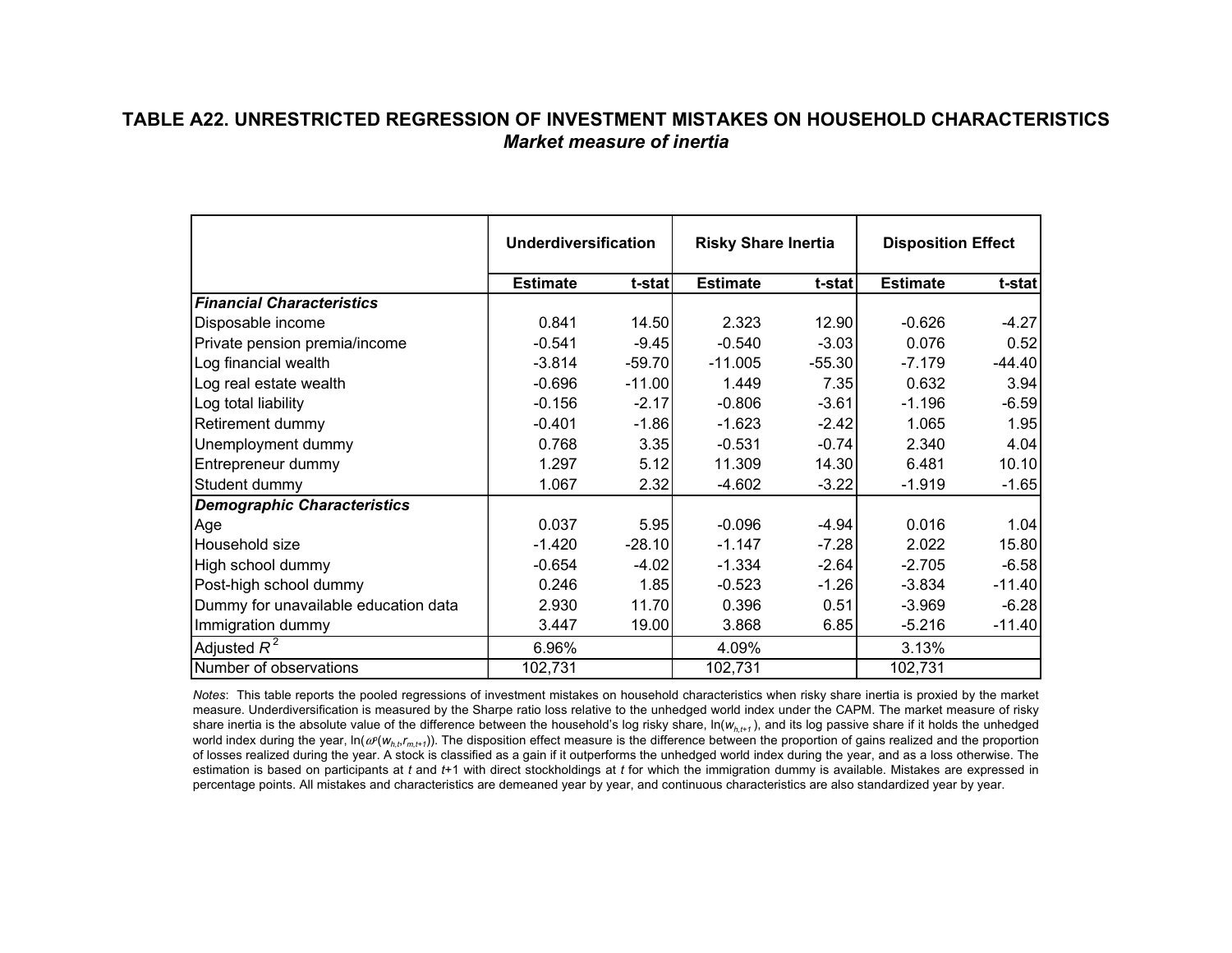## TABLE A22. UNRESTRICTED REGRESSION OF INVESTMENT MISTAKES ON HOUSEHOLD CHARACTERISTICS

### *Market measure of inertia*

| | Underdiversification | | Risky Share Inertia | | Disposition Effect | |
|---|---|---|---|---|---|---|
| | Estimate | t-stat | Estimate | t-stat | Estimate | t-stat |
| ***Financial Characteristics*** | | | | | | |
| Disposable income | 0.841 | 14.50 | 2.323 | 12.90 | -0.626 | -4.27 |
| Private pension premia/income | -0.541 | -9.45 | -0.540 | -3.03 | 0.076 | 0.52 |
| Log financial wealth | -3.814 | -59.70 | -11.005 | -55.30 | -7.179 | -44.40 |
| Log real estate wealth | -0.696 | -11.00 | 1.449 | 7.35 | 0.632 | 3.94 |
| Log total liability | -0.156 | -2.17 | -0.806 | -3.61 | -1.196 | -6.59 |
| Retirement dummy | -0.401 | -1.86 | -1.623 | -2.42 | 1.065 | 1.95 |
| Unemployment dummy | 0.768 | 3.35 | -0.531 | -0.74 | 2.340 | 4.04 |
| Entrepreneur dummy | 1.297 | 5.12 | 11.309 | 14.30 | 6.481 | 10.10 |
| Student dummy | 1.067 | 2.32 | -4.602 | -3.22 | -1.919 | -1.65 |
| ***Demographic Characteristics*** | | | | | | |
| Age | 0.037 | 5.95 | -0.096 | -4.94 | 0.016 | 1.04 |
| Household size | -1.420 | -28.10 | -1.147 | -7.28 | 2.022 | 15.80 |
| High school dummy | -0.654 | -4.02 | -1.334 | -2.64 | -2.705 | -6.58 |
| Post-high school dummy | 0.246 | 1.85 | -0.523 | -1.26 | -3.834 | -11.40 |
| Dummy for unavailable education data | 2.930 | 11.70 | 0.396 | 0.51 | -3.969 | -6.28 |
| Immigration dummy | 3.447 | 19.00 | 3.868 | 6.85 | -5.216 | -11.40 |
| Adjusted $R^2$ | 6.96% | | 4.09% | | 3.13% | |
| Number of observations | 102,731 | | 102,731 | | 102,731 | |

*Notes*: This table reports the pooled regressions of investment mistakes on household characteristics when risky share inertia is proxied by the market measure. Underdiversification is measured by the Sharpe ratio loss relative to the unhedged world index under the CAPM. The market measure of risky share inertia is the absolute value of the difference between the household's log risky share, $\ln(w_{h,t+1})$, and its log passive share if it holds the unhedged world index during the year, $\ln(\omega^p(w_{h,t},r_{m,t+1}))$. The disposition effect measure is the difference between the proportion of gains realized and the proportion of losses realized during the year. A stock is classified as a gain if it outperforms the unhedged world index during the year, and as a loss otherwise. The estimation is based on participants at $t$ and $t$+1 with direct stockholdings at $t$ for which the immigration dummy is available. Mistakes are expressed in percentage points. All mistakes and characteristics are demeaned year by year, and continuous characteristics are also standardized year by year.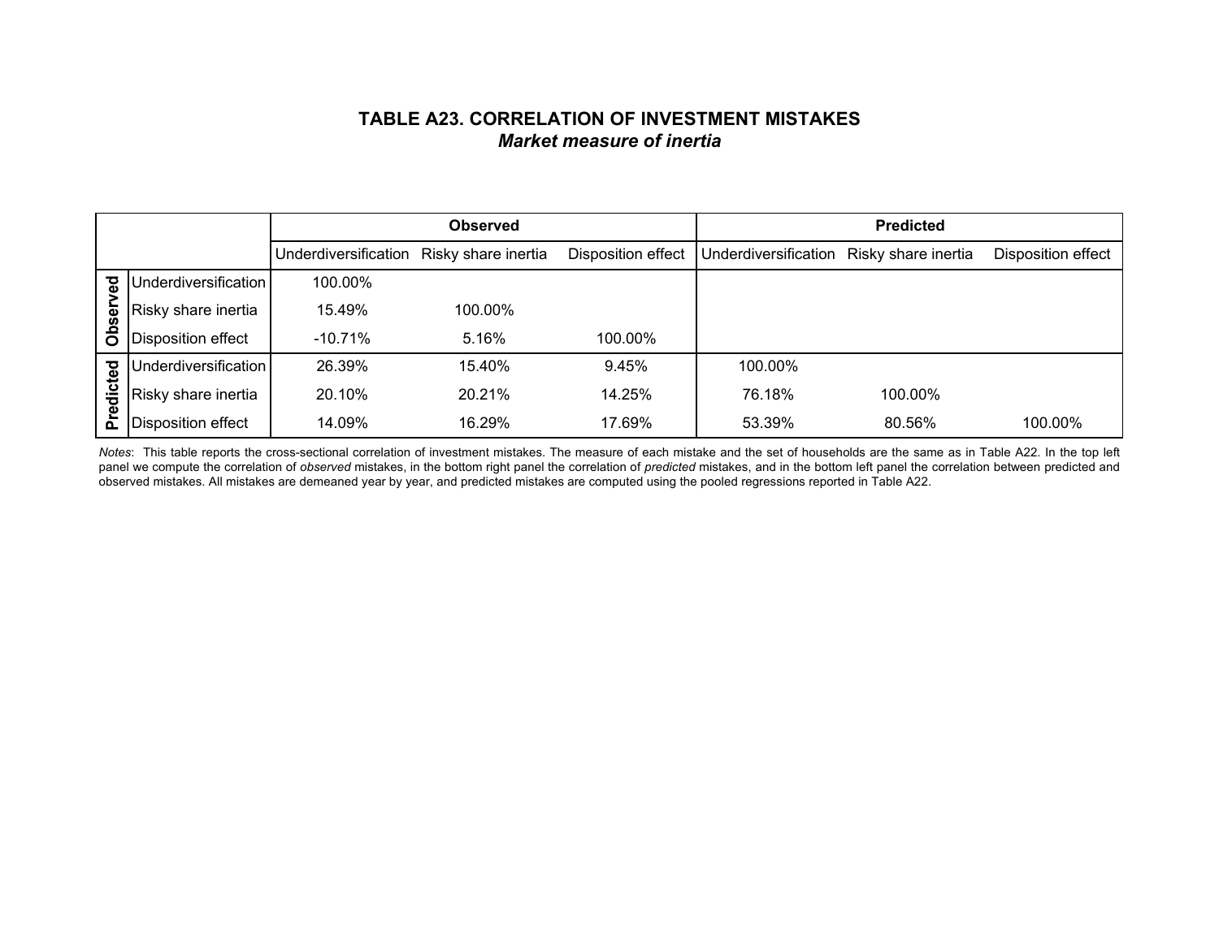## TABLE A23. CORRELATION OF INVESTMENT MISTAKES

### *Market measure of inertia*

| | | Observed | | | Predicted | | |
|---|---|---|---|---|---|---|---|
| | | Underdiversification | Risky share inertia | Disposition effect | Underdiversification | Risky share inertia | Disposition effect |
| Observed | Underdiversification | 100.00% | | | | | |
| | Risky share inertia | 15.49% | 100.00% | | | | |
| | Disposition effect | -10.71% | 5.16% | 100.00% | | | |
| Predicted | Underdiversification | 26.39% | 15.40% | 9.45% | 100.00% | | |
| | Risky share inertia | 20.10% | 20.21% | 14.25% | 76.18% | 100.00% | |
| | Disposition effect | 14.09% | 16.29% | 17.69% | 53.39% | 80.56% | 100.00% |

*Notes*: This table reports the cross-sectional correlation of investment mistakes. The measure of each mistake and the set of households are the same as in Table A22. In the top left panel we compute the correlation of *observed* mistakes, in the bottom right panel the correlation of *predicted* mistakes, and in the bottom left panel the correlation between predicted and observed mistakes. All mistakes are demeaned year by year, and predicted mistakes are computed using the pooled regressions reported in Table A22.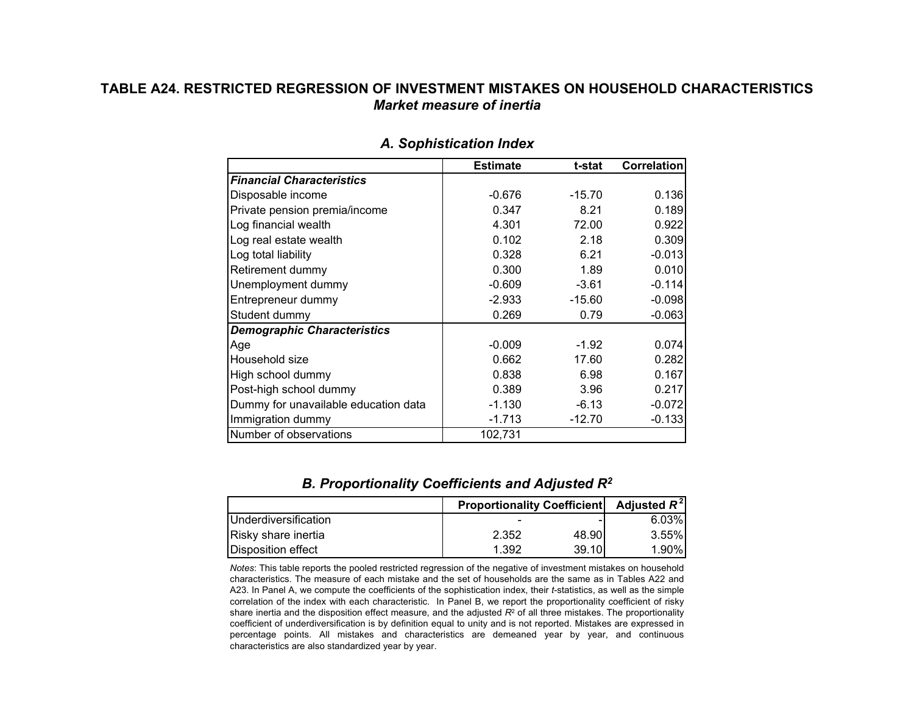## TABLE A24. RESTRICTED REGRESSION OF INVESTMENT MISTAKES ON HOUSEHOLD CHARACTERISTICS

### *Market measure of inertia*

### *A. Sophistication Index*

| | Estimate | t-stat | Correlation |
|---|---|---|---|
| ***Financial Characteristics*** | | | |
| Disposable income | -0.676 | -15.70 | 0.136 |
| Private pension premia/income | 0.347 | 8.21 | 0.189 |
| Log financial wealth | 4.301 | 72.00 | 0.922 |
| Log real estate wealth | 0.102 | 2.18 | 0.309 |
| Log total liability | 0.328 | 6.21 | -0.013 |
| Retirement dummy | 0.300 | 1.89 | 0.010 |
| Unemployment dummy | -0.609 | -3.61 | -0.114 |
| Entrepreneur dummy | -2.933 | -15.60 | -0.098 |
| Student dummy | 0.269 | 0.79 | -0.063 |
| ***Demographic Characteristics*** | | | |
| Age | -0.009 | -1.92 | 0.074 |
| Household size | 0.662 | 17.60 | 0.282 |
| High school dummy | 0.838 | 6.98 | 0.167 |
| Post-high school dummy | 0.389 | 3.96 | 0.217 |
| Dummy for unavailable education data | -1.130 | -6.13 | -0.072 |
| Immigration dummy | -1.713 | -12.70 | -0.133 |
| Number of observations | 102,731 | | |

### *B. Proportionality Coefficients and Adjusted $R^2$*

| | Proportionality Coefficient | | Adjusted $R^2$ |
|---|---|---|---|
| Underdiversification | - | - | 6.03% |
| Risky share inertia | 2.352 | 48.90 | 3.55% |
| Disposition effect | 1.392 | 39.10 | 1.90% |

*Notes*: This table reports the pooled restricted regression of the negative of investment mistakes on household characteristics. The measure of each mistake and the set of households are the same as in Tables A22 and A23. In Panel A, we compute the coefficients of the sophistication index, their *t*-statistics, as well as the simple correlation of the index with each characteristic. In Panel B, we report the proportionality coefficient of risky share inertia and the disposition effect measure, and the adjusted $R^2$ of all three mistakes. The proportionality coefficient of underdiversification is by definition equal to unity and is not reported. Mistakes are expressed in percentage points. All mistakes and characteristics are demeaned year by year, and continuous characteristics are also standardized year by year.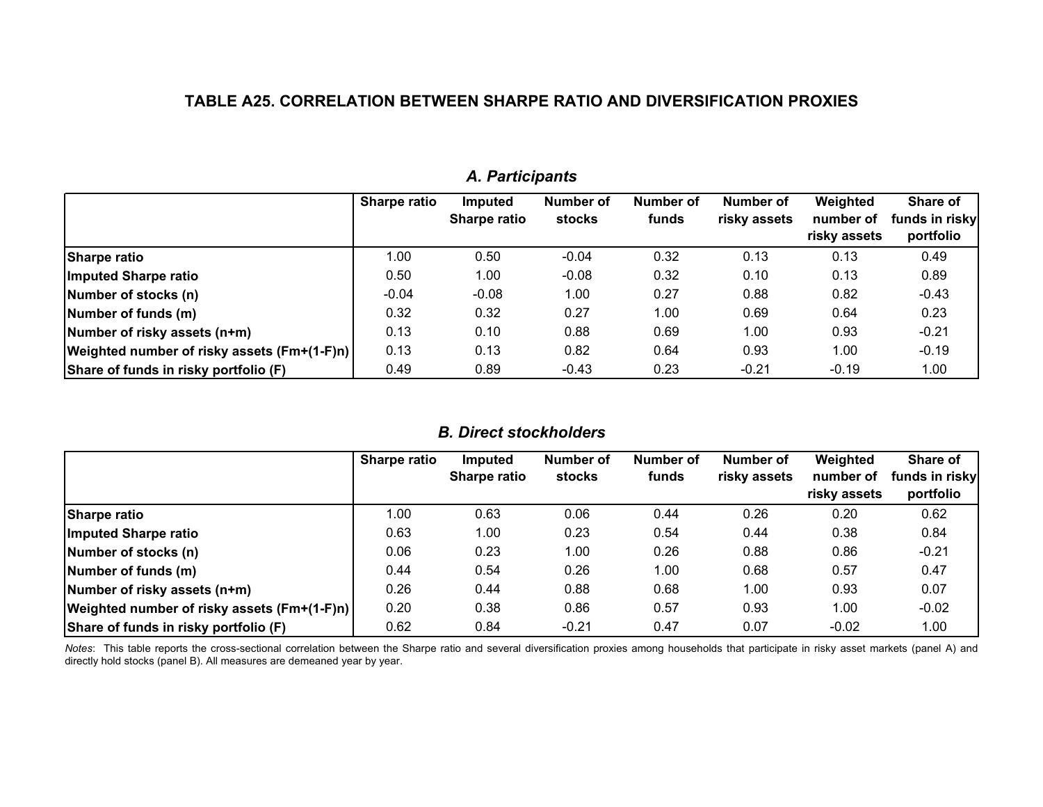## TABLE A25. CORRELATION BETWEEN SHARPE RATIO AND DIVERSIFICATION PROXIES

### *A. Participants*

| | Sharpe ratio | Imputed Sharpe ratio | Number of stocks | Number of funds | Number of risky assets | Weighted number of risky assets | Share of funds in risky portfolio |
|---|---|---|---|---|---|---|---|
| **Sharpe ratio** | 1.00 | 0.50 | -0.04 | 0.32 | 0.13 | 0.13 | 0.49 |
| **Imputed Sharpe ratio** | 0.50 | 1.00 | -0.08 | 0.32 | 0.10 | 0.13 | 0.89 |
| **Number of stocks (n)** | -0.04 | -0.08 | 1.00 | 0.27 | 0.88 | 0.82 | -0.43 |
| **Number of funds (m)** | 0.32 | 0.32 | 0.27 | 1.00 | 0.69 | 0.64 | 0.23 |
| **Number of risky assets (n+m)** | 0.13 | 0.10 | 0.88 | 0.69 | 1.00 | 0.93 | -0.21 |
| **Weighted number of risky assets (Fm+(1-F)n)** | 0.13 | 0.13 | 0.82 | 0.64 | 0.93 | 1.00 | -0.19 |
| **Share of funds in risky portfolio (F)** | 0.49 | 0.89 | -0.43 | 0.23 | -0.21 | -0.19 | 1.00 |

### *B. Direct stockholders*

| | Sharpe ratio | Imputed Sharpe ratio | Number of stocks | Number of funds | Number of risky assets | Weighted number of risky assets | Share of funds in risky portfolio |
|---|---|---|---|---|---|---|---|
| **Sharpe ratio** | 1.00 | 0.63 | 0.06 | 0.44 | 0.26 | 0.20 | 0.62 |
| **Imputed Sharpe ratio** | 0.63 | 1.00 | 0.23 | 0.54 | 0.44 | 0.38 | 0.84 |
| **Number of stocks (n)** | 0.06 | 0.23 | 1.00 | 0.26 | 0.88 | 0.86 | -0.21 |
| **Number of funds (m)** | 0.44 | 0.54 | 0.26 | 1.00 | 0.68 | 0.57 | 0.47 |
| **Number of risky assets (n+m)** | 0.26 | 0.44 | 0.88 | 0.68 | 1.00 | 0.93 | 0.07 |
| **Weighted number of risky assets (Fm+(1-F)n)** | 0.20 | 0.38 | 0.86 | 0.57 | 0.93 | 1.00 | -0.02 |
| **Share of funds in risky portfolio (F)** | 0.62 | 0.84 | -0.21 | 0.47 | 0.07 | -0.02 | 1.00 |

*Notes*: This table reports the cross-sectional correlation between the Sharpe ratio and several diversification proxies among households that participate in risky asset markets (panel A) and directly hold stocks (panel B). All measures are demeaned year by year.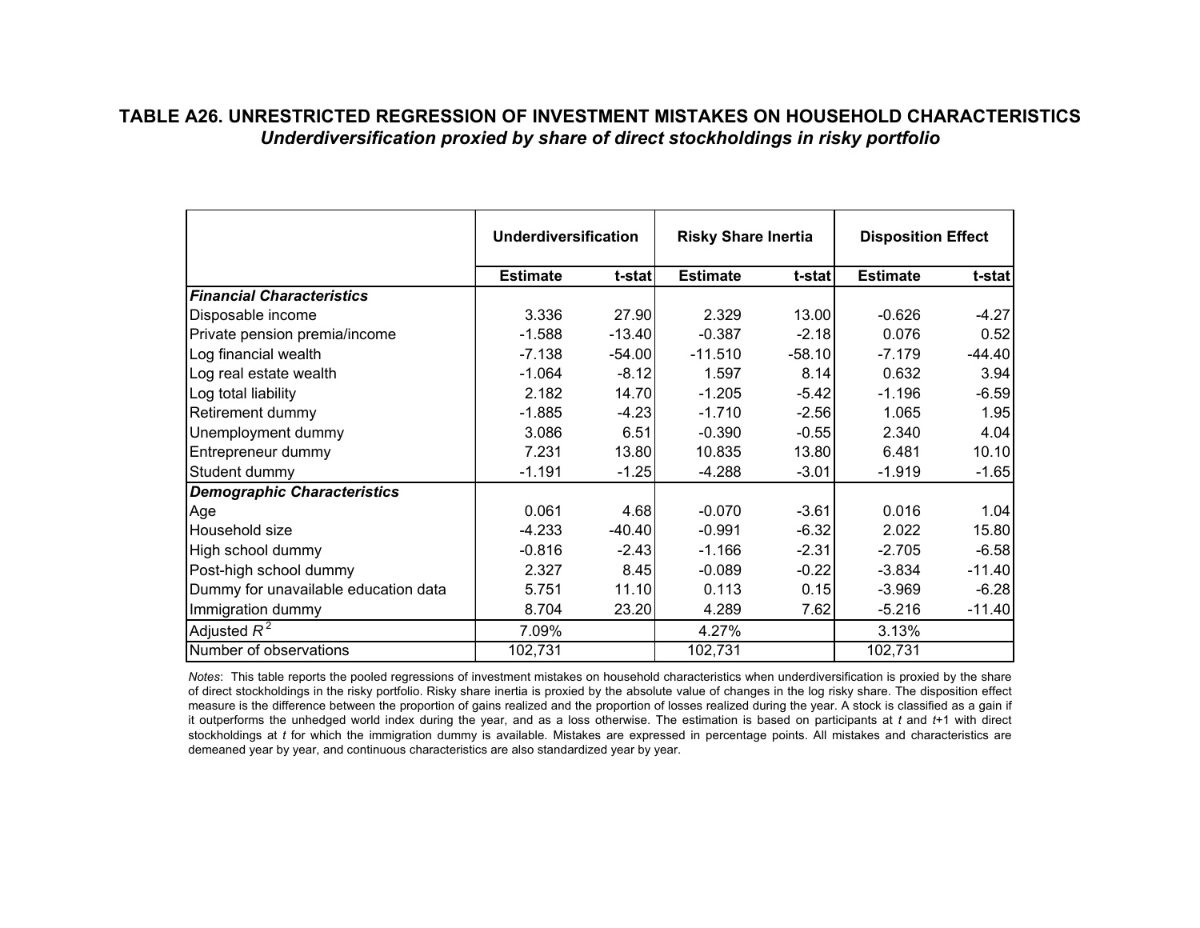**TABLE A26. UNRESTRICTED REGRESSION OF INVESTMENT MISTAKES ON HOUSEHOLD CHARACTERISTICS**

***Underdiversification proxied by share of direct stockholdings in risky portfolio***

| | Underdiversification | | Risky Share Inertia | | Disposition Effect | |
|---|---|---|---|---|---|---|
| | Estimate | t-stat | Estimate | t-stat | Estimate | t-stat |
| ***Financial Characteristics*** | | | | | | |
| Disposable income | 3.336 | 27.90 | 2.329 | 13.00 | -0.626 | -4.27 |
| Private pension premia/income | -1.588 | -13.40 | -0.387 | -2.18 | 0.076 | 0.52 |
| Log financial wealth | -7.138 | -54.00 | -11.510 | -58.10 | -7.179 | -44.40 |
| Log real estate wealth | -1.064 | -8.12 | 1.597 | 8.14 | 0.632 | 3.94 |
| Log total liability | 2.182 | 14.70 | -1.205 | -5.42 | -1.196 | -6.59 |
| Retirement dummy | -1.885 | -4.23 | -1.710 | -2.56 | 1.065 | 1.95 |
| Unemployment dummy | 3.086 | 6.51 | -0.390 | -0.55 | 2.340 | 4.04 |
| Entrepreneur dummy | 7.231 | 13.80 | 10.835 | 13.80 | 6.481 | 10.10 |
| Student dummy | -1.191 | -1.25 | -4.288 | -3.01 | -1.919 | -1.65 |
| ***Demographic Characteristics*** | | | | | | |
| Age | 0.061 | 4.68 | -0.070 | -3.61 | 0.016 | 1.04 |
| Household size | -4.233 | -40.40 | -0.991 | -6.32 | 2.022 | 15.80 |
| High school dummy | -0.816 | -2.43 | -1.166 | -2.31 | -2.705 | -6.58 |
| Post-high school dummy | 2.327 | 8.45 | -0.089 | -0.22 | -3.834 | -11.40 |
| Dummy for unavailable education data | 5.751 | 11.10 | 0.113 | 0.15 | -3.969 | -6.28 |
| Immigration dummy | 8.704 | 23.20 | 4.289 | 7.62 | -5.216 | -11.40 |
| Adjusted $R^2$ | 7.09% | | 4.27% | | 3.13% | |
| Number of observations | 102,731 | | 102,731 | | 102,731 | |

*Notes*: This table reports the pooled regressions of investment mistakes on household characteristics when underdiversification is proxied by the share of direct stockholdings in the risky portfolio. Risky share inertia is proxied by the absolute value of changes in the log risky share. The disposition effect measure is the difference between the proportion of gains realized and the proportion of losses realized during the year. A stock is classified as a gain if it outperforms the unhedged world index during the year, and as a loss otherwise. The estimation is based on participants at $t$ and $t$+1 with direct stockholdings at $t$ for which the immigration dummy is available. Mistakes are expressed in percentage points. All mistakes and characteristics are demeaned year by year, and continuous characteristics are also standardized year by year.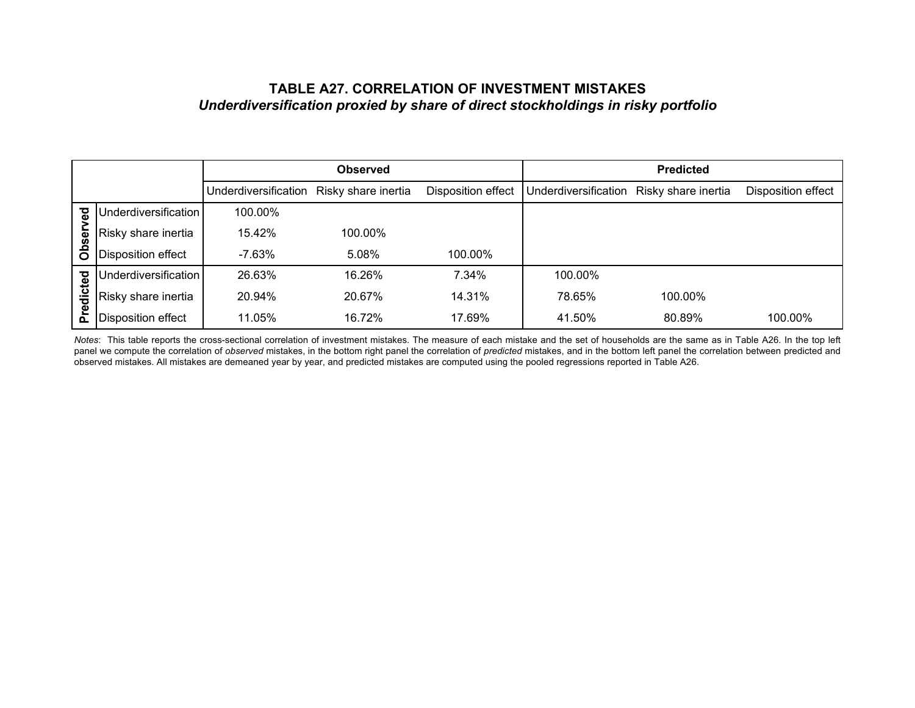### TABLE A27. CORRELATION OF INVESTMENT MISTAKES

***Underdiversification proxied by share of direct stockholdings in risky portfolio***

| | | Observed | | | Predicted | | |
|---|---|---|---|---|---|---|---|
| | | Underdiversification | Risky share inertia | Disposition effect | Underdiversification | Risky share inertia | Disposition effect |
| Observed | Underdiversification | 100.00% | | | | | |
| | Risky share inertia | 15.42% | 100.00% | | | | |
| | Disposition effect | -7.63% | 5.08% | 100.00% | | | |
| Predicted | Underdiversification | 26.63% | 16.26% | 7.34% | 100.00% | | |
| | Risky share inertia | 20.94% | 20.67% | 14.31% | 78.65% | 100.00% | |
| | Disposition effect | 11.05% | 16.72% | 17.69% | 41.50% | 80.89% | 100.00% |

*Notes*: This table reports the cross-sectional correlation of investment mistakes. The measure of each mistake and the set of households are the same as in Table A26. In the top left panel we compute the correlation of *observed* mistakes, in the bottom right panel the correlation of *predicted* mistakes, and in the bottom left panel the correlation between predicted and observed mistakes. All mistakes are demeaned year by year, and predicted mistakes are computed using the pooled regressions reported in Table A26.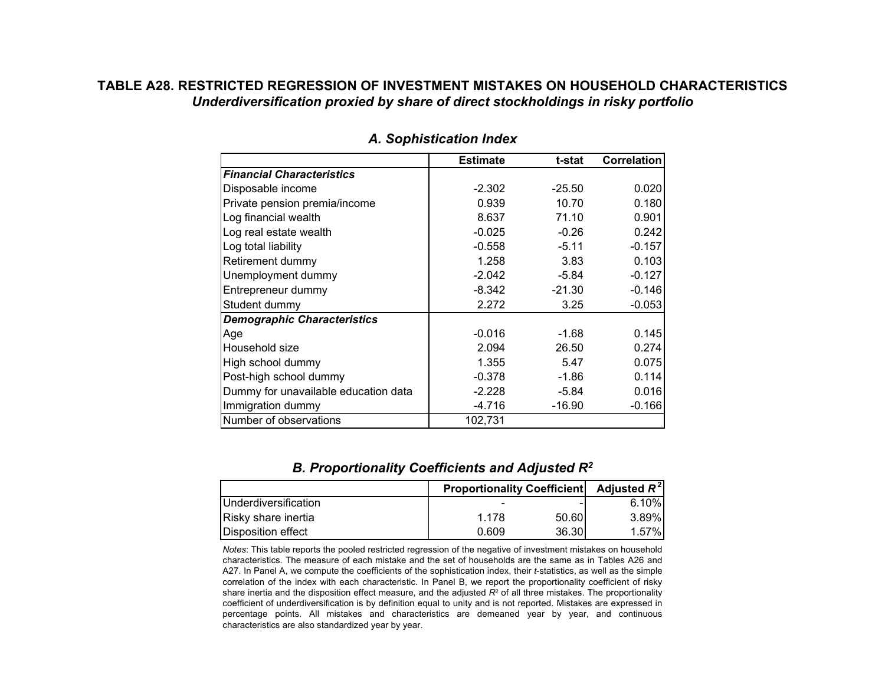# TABLE A28. RESTRICTED REGRESSION OF INVESTMENT MISTAKES ON HOUSEHOLD CHARACTERISTICS

***Underdiversification proxied by share of direct stockholdings in risky portfolio***

### *A. Sophistication Index*

| | Estimate | t-stat | Correlation |
|---|---|---|---|
| ***Financial Characteristics*** | | | |
| Disposable income | -2.302 | -25.50 | 0.020 |
| Private pension premia/income | 0.939 | 10.70 | 0.180 |
| Log financial wealth | 8.637 | 71.10 | 0.901 |
| Log real estate wealth | -0.025 | -0.26 | 0.242 |
| Log total liability | -0.558 | -5.11 | -0.157 |
| Retirement dummy | 1.258 | 3.83 | 0.103 |
| Unemployment dummy | -2.042 | -5.84 | -0.127 |
| Entrepreneur dummy | -8.342 | -21.30 | -0.146 |
| Student dummy | 2.272 | 3.25 | -0.053 |
| ***Demographic Characteristics*** | | | |
| Age | -0.016 | -1.68 | 0.145 |
| Household size | 2.094 | 26.50 | 0.274 |
| High school dummy | 1.355 | 5.47 | 0.075 |
| Post-high school dummy | -0.378 | -1.86 | 0.114 |
| Dummy for unavailable education data | -2.228 | -5.84 | 0.016 |
| Immigration dummy | -4.716 | -16.90 | -0.166 |
| Number of observations | 102,731 | | |

### *B. Proportionality Coefficients and Adjusted $R^2$*

| | Proportionality Coefficient | | Adjusted $R^2$ |
|---|---|---|---|
| Underdiversification | - | - | 6.10% |
| Risky share inertia | 1.178 | 50.60 | 3.89% |
| Disposition effect | 0.609 | 36.30 | 1.57% |

*Notes*: This table reports the pooled restricted regression of the negative of investment mistakes on household characteristics. The measure of each mistake and the set of households are the same as in Tables A26 and A27. In Panel A, we compute the coefficients of the sophistication index, their *t*-statistics, as well as the simple correlation of the index with each characteristic. In Panel B, we report the proportionality coefficient of risky share inertia and the disposition effect measure, and the adjusted $R^2$ of all three mistakes. The proportionality coefficient of underdiversification is by definition equal to unity and is not reported. Mistakes are expressed in percentage points. All mistakes and characteristics are demeaned year by year, and continuous characteristics are also standardized year by year.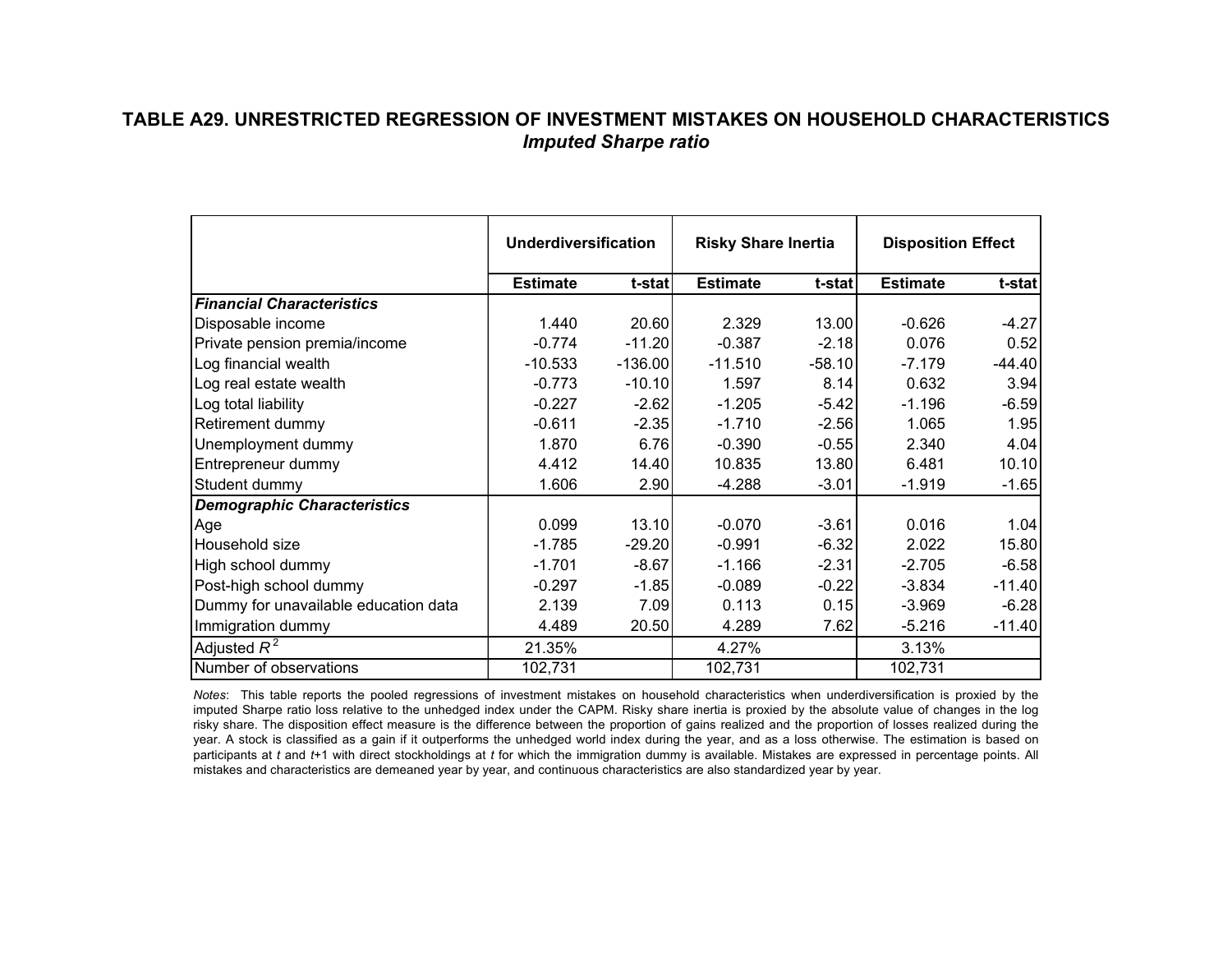# TABLE A29. UNRESTRICTED REGRESSION OF INVESTMENT MISTAKES ON HOUSEHOLD CHARACTERISTICS

## *Imputed Sharpe ratio*

| | Underdiversification | | Risky Share Inertia | | Disposition Effect | |
|---|---|---|---|---|---|---|
| | **Estimate** | **t-stat** | **Estimate** | **t-stat** | **Estimate** | **t-stat** |
| ***Financial Characteristics*** | | | | | | |
| Disposable income | 1.440 | 20.60 | 2.329 | 13.00 | -0.626 | -4.27 |
| Private pension premia/income | -0.774 | -11.20 | -0.387 | -2.18 | 0.076 | 0.52 |
| Log financial wealth | -10.533 | -136.00 | -11.510 | -58.10 | -7.179 | -44.40 |
| Log real estate wealth | -0.773 | -10.10 | 1.597 | 8.14 | 0.632 | 3.94 |
| Log total liability | -0.227 | -2.62 | -1.205 | -5.42 | -1.196 | -6.59 |
| Retirement dummy | -0.611 | -2.35 | -1.710 | -2.56 | 1.065 | 1.95 |
| Unemployment dummy | 1.870 | 6.76 | -0.390 | -0.55 | 2.340 | 4.04 |
| Entrepreneur dummy | 4.412 | 14.40 | 10.835 | 13.80 | 6.481 | 10.10 |
| Student dummy | 1.606 | 2.90 | -4.288 | -3.01 | -1.919 | -1.65 |
| ***Demographic Characteristics*** | | | | | | |
| Age | 0.099 | 13.10 | -0.070 | -3.61 | 0.016 | 1.04 |
| Household size | -1.785 | -29.20 | -0.991 | -6.32 | 2.022 | 15.80 |
| High school dummy | -1.701 | -8.67 | -1.166 | -2.31 | -2.705 | -6.58 |
| Post-high school dummy | -0.297 | -1.85 | -0.089 | -0.22 | -3.834 | -11.40 |
| Dummy for unavailable education data | 2.139 | 7.09 | 0.113 | 0.15 | -3.969 | -6.28 |
| Immigration dummy | 4.489 | 20.50 | 4.289 | 7.62 | -5.216 | -11.40 |
| Adjusted $R^2$ | 21.35% | | 4.27% | | 3.13% | |
| Number of observations | 102,731 | | 102,731 | | 102,731 | |

*Notes*: This table reports the pooled regressions of investment mistakes on household characteristics when underdiversification is proxied by the imputed Sharpe ratio loss relative to the unhedged index under the CAPM. Risky share inertia is proxied by the absolute value of changes in the log risky share. The disposition effect measure is the difference between the proportion of gains realized and the proportion of losses realized during the year. A stock is classified as a gain if it outperforms the unhedged world index during the year, and as a loss otherwise. The estimation is based on participants at $t$ and $t$+1 with direct stockholdings at $t$ for which the immigration dummy is available. Mistakes are expressed in percentage points. All mistakes and characteristics are demeaned year by year, and continuous characteristics are also standardized year by year.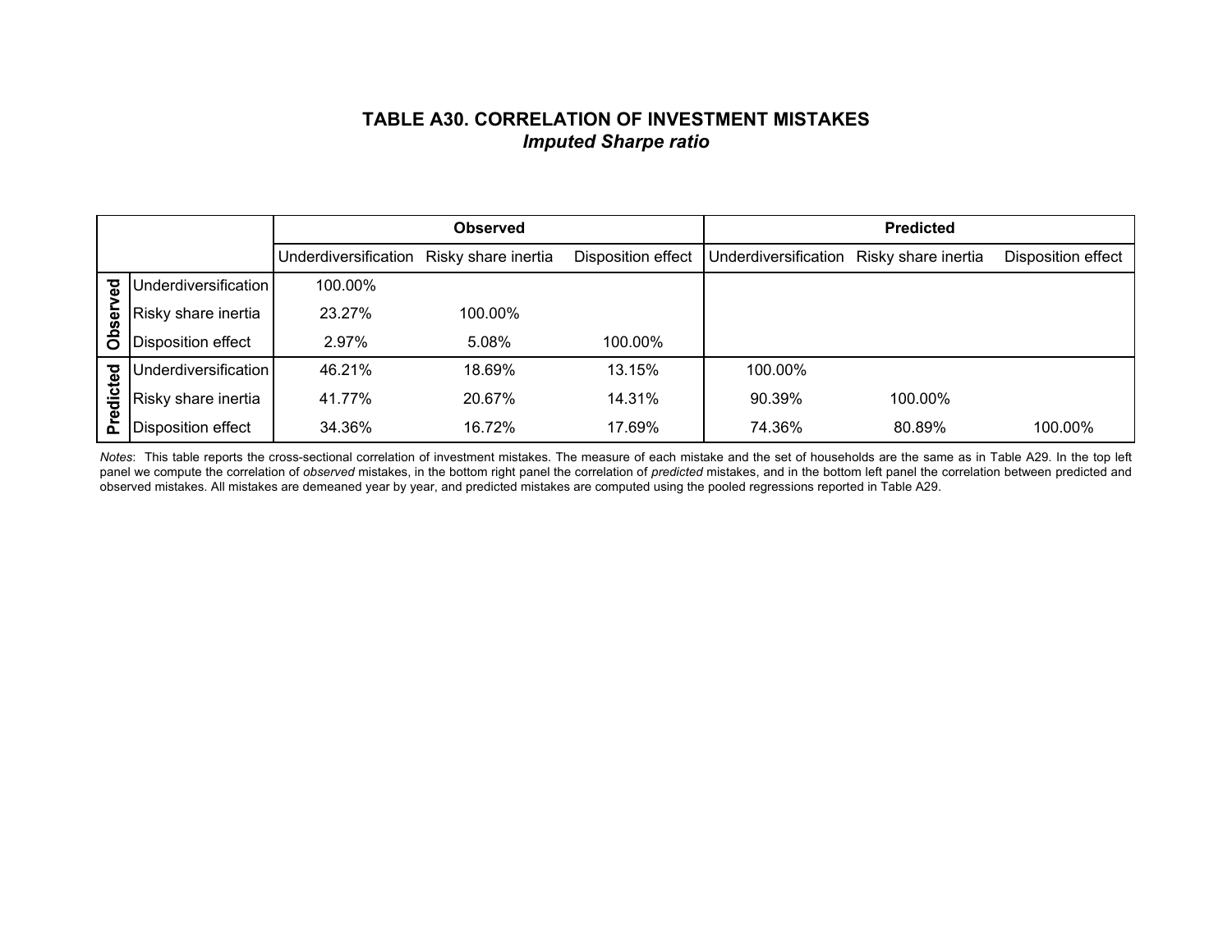# TABLE A30. CORRELATION OF INVESTMENT MISTAKES

## *Imputed Sharpe ratio*

| | | Observed | | | Predicted | | |
|---|---|---|---|---|---|---|---|
| | | Underdiversification | Risky share inertia | Disposition effect | Underdiversification | Risky share inertia | Disposition effect |
| Observed | Underdiversification | 100.00% | | | | | |
| | Risky share inertia | 23.27% | 100.00% | | | | |
| | Disposition effect | 2.97% | 5.08% | 100.00% | | | |
| Predicted | Underdiversification | 46.21% | 18.69% | 13.15% | 100.00% | | |
| | Risky share inertia | 41.77% | 20.67% | 14.31% | 90.39% | 100.00% | |
| | Disposition effect | 34.36% | 16.72% | 17.69% | 74.36% | 80.89% | 100.00% |

*Notes*: This table reports the cross-sectional correlation of investment mistakes. The measure of each mistake and the set of households are the same as in Table A29. In the top left panel we compute the correlation of *observed* mistakes, in the bottom right panel the correlation of *predicted* mistakes, and in the bottom left panel the correlation between predicted and observed mistakes. All mistakes are demeaned year by year, and predicted mistakes are computed using the pooled regressions reported in Table A29.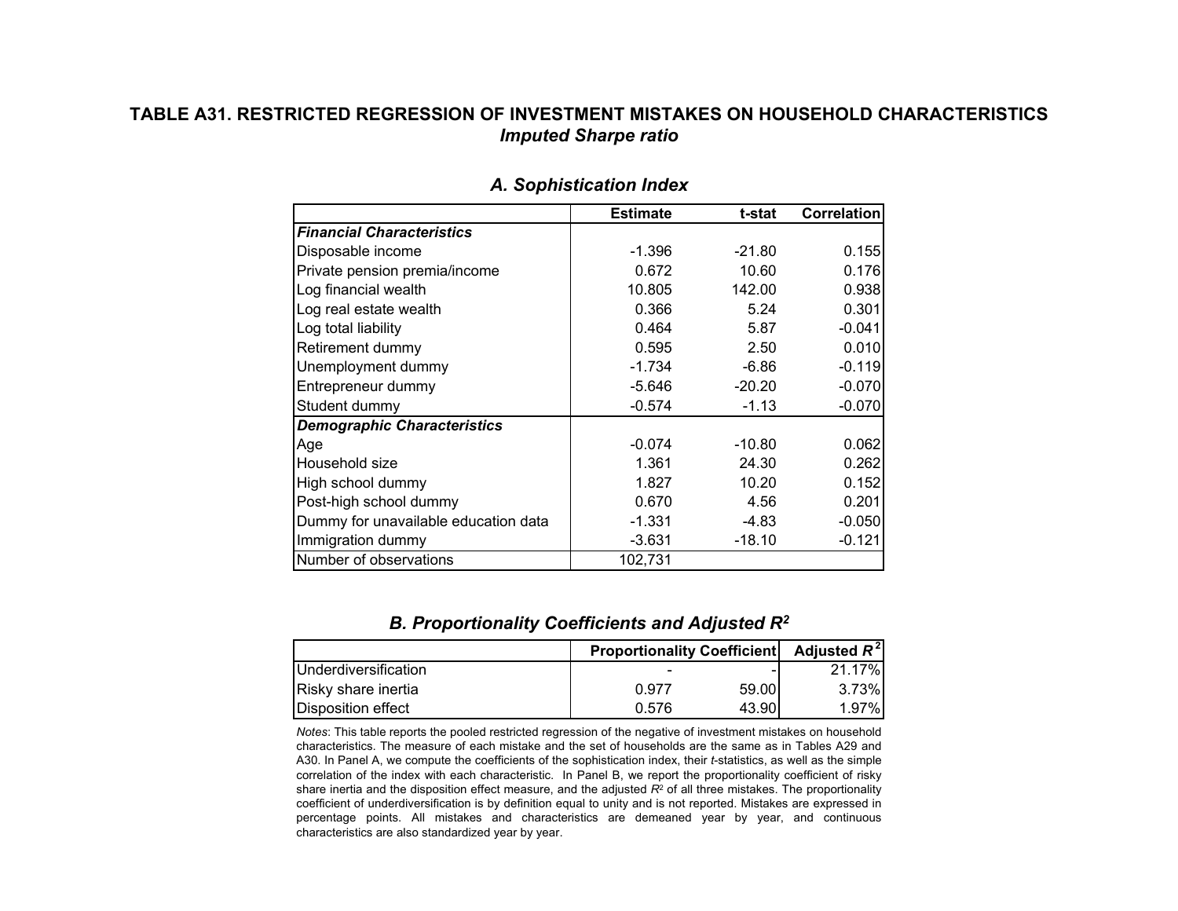# TABLE A31. RESTRICTED REGRESSION OF INVESTMENT MISTAKES ON HOUSEHOLD CHARACTERISTICS

## *Imputed Sharpe ratio*

### *A. Sophistication Index*

| | Estimate | t-stat | Correlation |
|---|---|---|---|
| ***Financial Characteristics*** | | | |
| Disposable income | -1.396 | -21.80 | 0.155 |
| Private pension premia/income | 0.672 | 10.60 | 0.176 |
| Log financial wealth | 10.805 | 142.00 | 0.938 |
| Log real estate wealth | 0.366 | 5.24 | 0.301 |
| Log total liability | 0.464 | 5.87 | -0.041 |
| Retirement dummy | 0.595 | 2.50 | 0.010 |
| Unemployment dummy | -1.734 | -6.86 | -0.119 |
| Entrepreneur dummy | -5.646 | -20.20 | -0.070 |
| Student dummy | -0.574 | -1.13 | -0.070 |
| ***Demographic Characteristics*** | | | |
| Age | -0.074 | -10.80 | 0.062 |
| Household size | 1.361 | 24.30 | 0.262 |
| High school dummy | 1.827 | 10.20 | 0.152 |
| Post-high school dummy | 0.670 | 4.56 | 0.201 |
| Dummy for unavailable education data | -1.331 | -4.83 | -0.050 |
| Immigration dummy | -3.631 | -18.10 | -0.121 |
| Number of observations | 102,731 | | |

### *B. Proportionality Coefficients and Adjusted $R^2$*

| | Proportionality Coefficient | | Adjusted $R^2$ |
|---|---|---|---|
| Underdiversification | - | - | 21.17% |
| Risky share inertia | 0.977 | 59.00 | 3.73% |
| Disposition effect | 0.576 | 43.90 | 1.97% |

*Notes*: This table reports the pooled restricted regression of the negative of investment mistakes on household characteristics. The measure of each mistake and the set of households are the same as in Tables A29 and A30. In Panel A, we compute the coefficients of the sophistication index, their *t*-statistics, as well as the simple correlation of the index with each characteristic. In Panel B, we report the proportionality coefficient of risky share inertia and the disposition effect measure, and the adjusted $R^2$ of all three mistakes. The proportionality coefficient of underdiversification is by definition equal to unity and is not reported. Mistakes are expressed in percentage points. All mistakes and characteristics are demeaned year by year, and continuous characteristics are also standardized year by year.